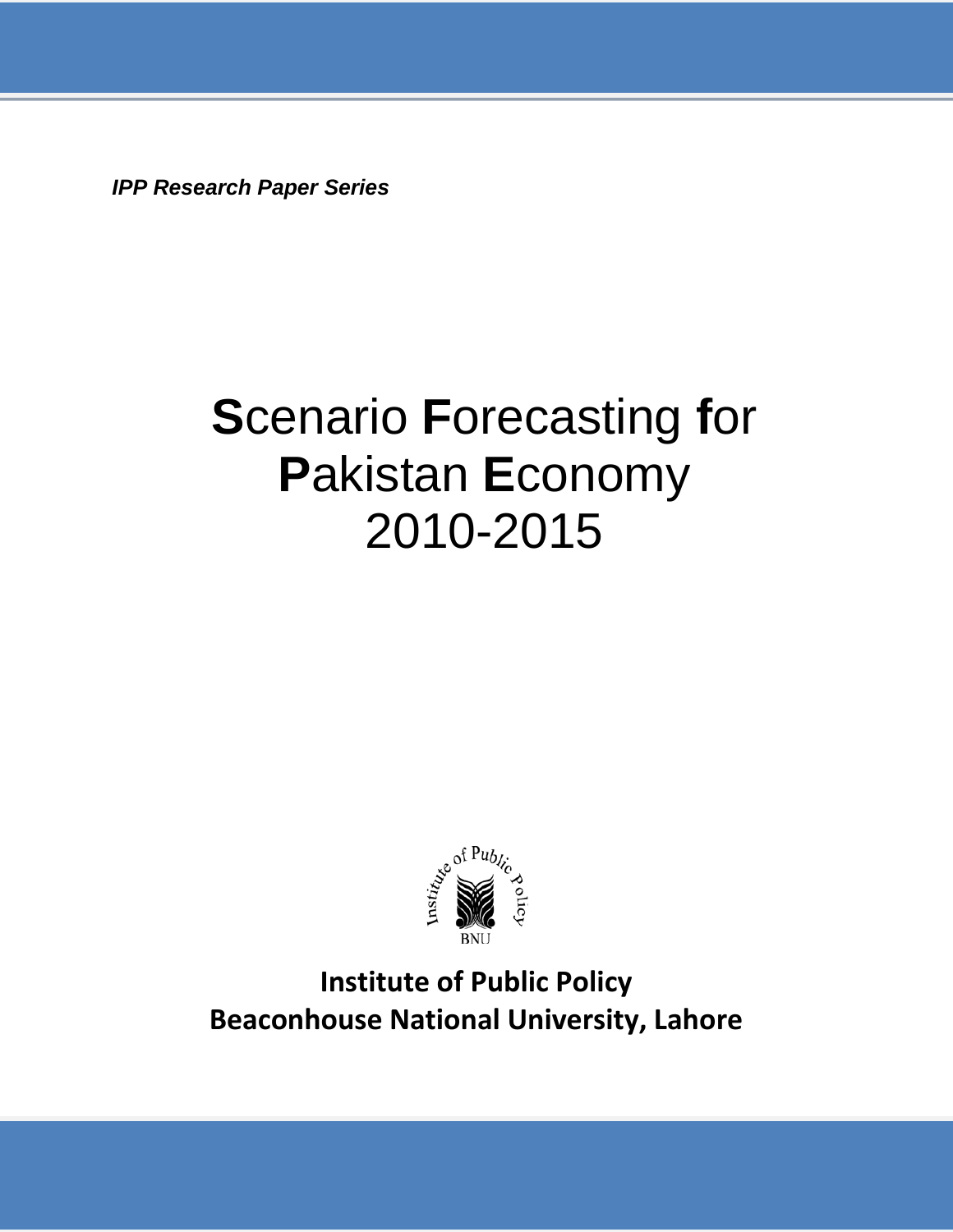*IPP Research Paper Series*

# **S**cenario **F**orecasting **f**or **P**akistan **E**conomy 2010-2015

**Institute of Public Policy**
**Beaconhouse National University, Lahore**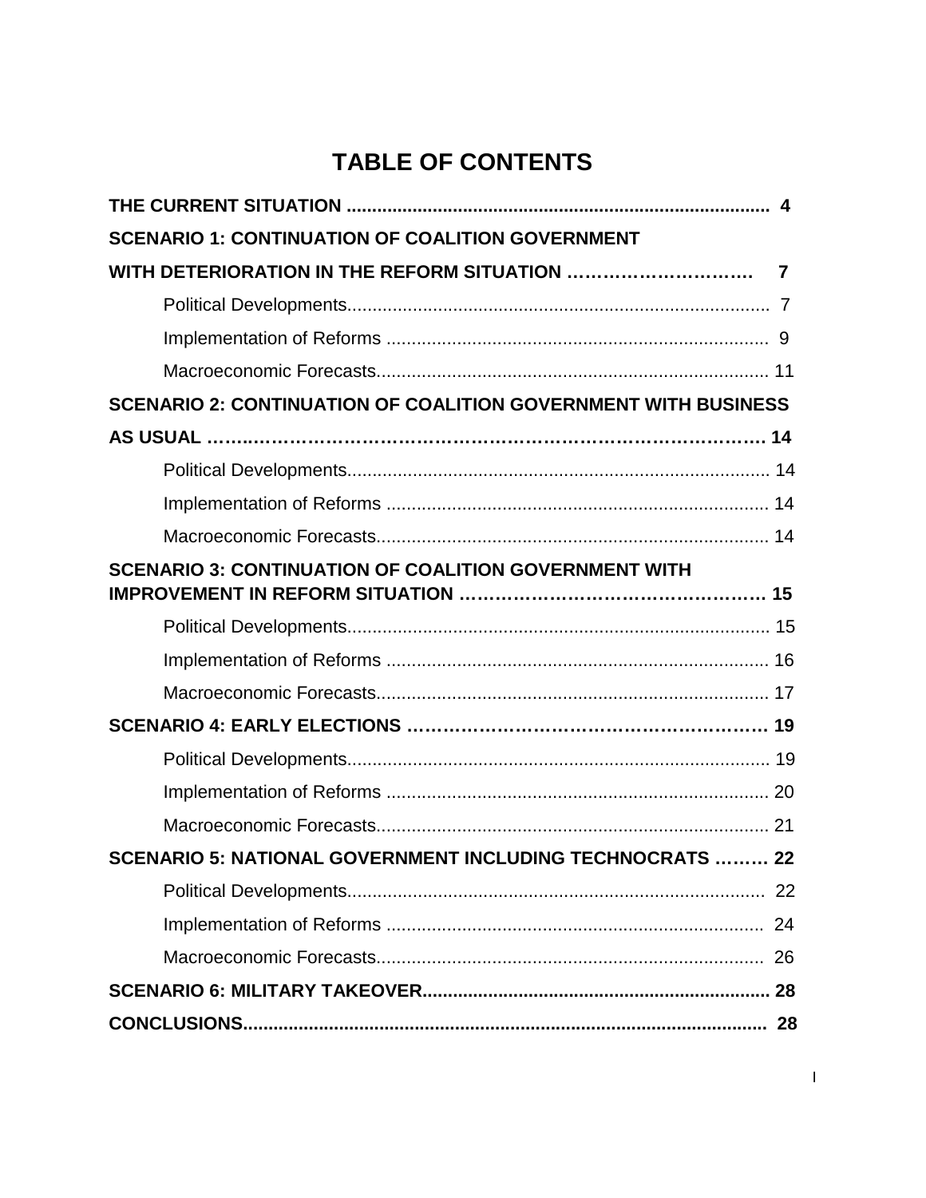# TABLE OF CONTENTS

**THE CURRENT SITUATION** ........................................................................................ 4

**SCENARIO 1: CONTINUATION OF COALITION GOVERNMENT WITH DETERIORATION IN THE REFORM SITUATION** ……………………….. 7

- Political Developments.................................................................................... 7
- Implementation of Reforms ............................................................................ 9
- Macroeconomic Forecasts.............................................................................. 11

**SCENARIO 2: CONTINUATION OF COALITION GOVERNMENT WITH BUSINESS AS USUAL** …………………………………………………………………………… 14

- Political Developments.................................................................................... 14
- Implementation of Reforms ............................................................................ 14
- Macroeconomic Forecasts.............................................................................. 14

**SCENARIO 3: CONTINUATION OF COALITION GOVERNMENT WITH IMPROVEMENT IN REFORM SITUATION** …………………………………………… 15

- Political Developments.................................................................................... 15
- Implementation of Reforms ............................................................................ 16
- Macroeconomic Forecasts.............................................................................. 17

**SCENARIO 4: EARLY ELECTIONS** …………………………………………………… 19

- Political Developments.................................................................................... 19
- Implementation of Reforms ............................................................................ 20
- Macroeconomic Forecasts.............................................................................. 21

**SCENARIO 5: NATIONAL GOVERNMENT INCLUDING TECHNOCRATS** ……… 22

- Political Developments.................................................................................... 22
- Implementation of Reforms ............................................................................ 24
- Macroeconomic Forecasts.............................................................................. 26

**SCENARIO 6: MILITARY TAKEOVER**..................................................................... 28

**CONCLUSIONS**.......................................................................................................... 28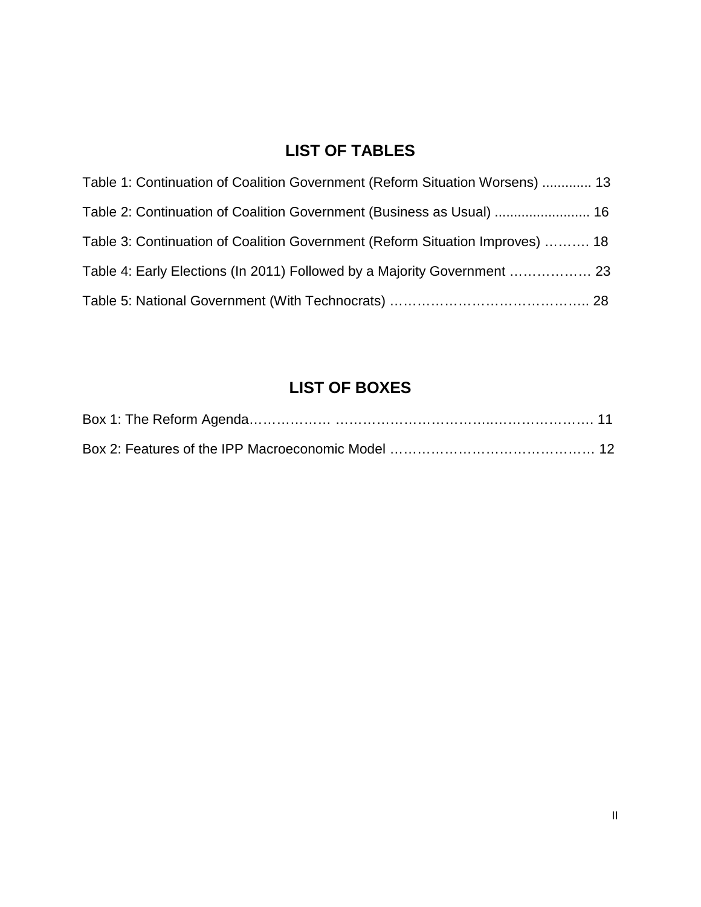## LIST OF TABLES

Table 1: Continuation of Coalition Government (Reform Situation Worsens) ............. 13

Table 2: Continuation of Coalition Government (Business as Usual) ......................... 16

Table 3: Continuation of Coalition Government (Reform Situation Improves) ………. 18

Table 4: Early Elections (In 2011) Followed by a Majority Government ……………… 23

Table 5: National Government (With Technocrats) …………………………………….. 28

## LIST OF BOXES

Box 1: The Reform Agenda……………… ………………………………..…………………. 11

Box 2: Features of the IPP Macroeconomic Model ……………………………………… 12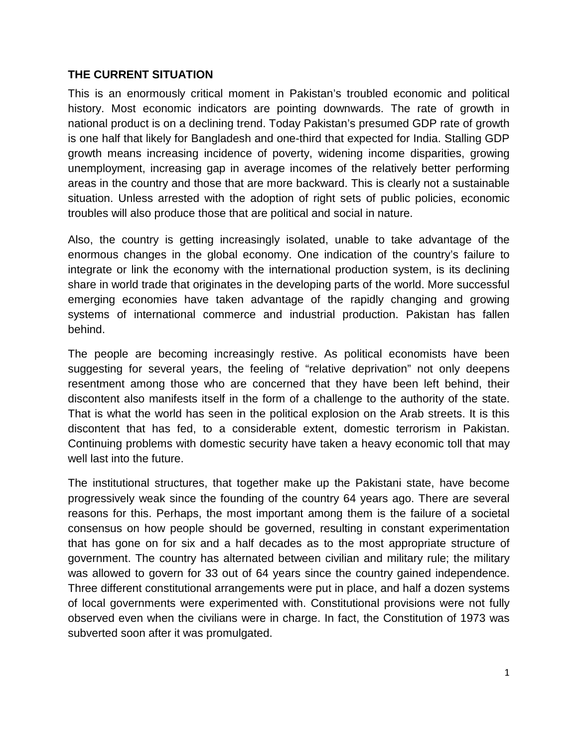## THE CURRENT SITUATION

This is an enormously critical moment in Pakistan's troubled economic and political history. Most economic indicators are pointing downwards. The rate of growth in national product is on a declining trend. Today Pakistan's presumed GDP rate of growth is one half that likely for Bangladesh and one-third that expected for India. Stalling GDP growth means increasing incidence of poverty, widening income disparities, growing unemployment, increasing gap in average incomes of the relatively better performing areas in the country and those that are more backward. This is clearly not a sustainable situation. Unless arrested with the adoption of right sets of public policies, economic troubles will also produce those that are political and social in nature.

Also, the country is getting increasingly isolated, unable to take advantage of the enormous changes in the global economy. One indication of the country's failure to integrate or link the economy with the international production system, is its declining share in world trade that originates in the developing parts of the world. More successful emerging economies have taken advantage of the rapidly changing and growing systems of international commerce and industrial production. Pakistan has fallen behind.

The people are becoming increasingly restive. As political economists have been suggesting for several years, the feeling of "relative deprivation" not only deepens resentment among those who are concerned that they have been left behind, their discontent also manifests itself in the form of a challenge to the authority of the state. That is what the world has seen in the political explosion on the Arab streets. It is this discontent that has fed, to a considerable extent, domestic terrorism in Pakistan. Continuing problems with domestic security have taken a heavy economic toll that may well last into the future.

The institutional structures, that together make up the Pakistani state, have become progressively weak since the founding of the country 64 years ago. There are several reasons for this. Perhaps, the most important among them is the failure of a societal consensus on how people should be governed, resulting in constant experimentation that has gone on for six and a half decades as to the most appropriate structure of government. The country has alternated between civilian and military rule; the military was allowed to govern for 33 out of 64 years since the country gained independence. Three different constitutional arrangements were put in place, and half a dozen systems of local governments were experimented with. Constitutional provisions were not fully observed even when the civilians were in charge. In fact, the Constitution of 1973 was subverted soon after it was promulgated.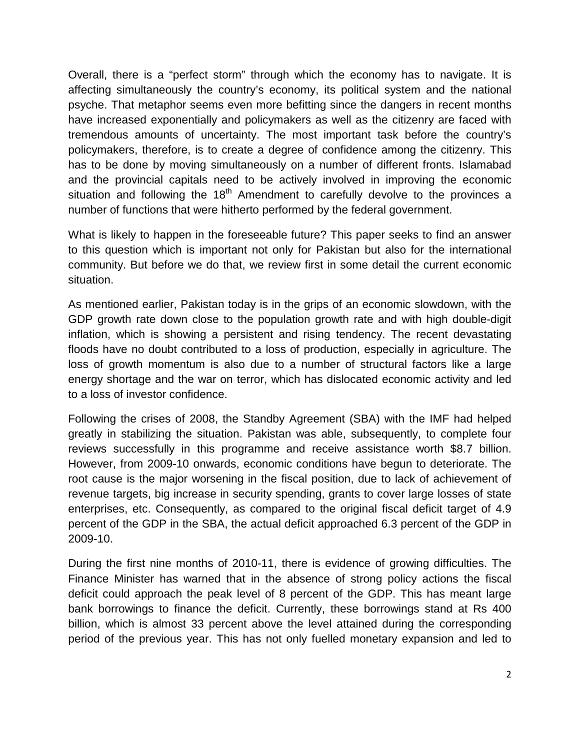Overall, there is a "perfect storm" through which the economy has to navigate. It is affecting simultaneously the country's economy, its political system and the national psyche. That metaphor seems even more befitting since the dangers in recent months have increased exponentially and policymakers as well as the citizenry are faced with tremendous amounts of uncertainty. The most important task before the country's policymakers, therefore, is to create a degree of confidence among the citizenry. This has to be done by moving simultaneously on a number of different fronts. Islamabad and the provincial capitals need to be actively involved in improving the economic situation and following the 18th Amendment to carefully devolve to the provinces a number of functions that were hitherto performed by the federal government.

What is likely to happen in the foreseeable future? This paper seeks to find an answer to this question which is important not only for Pakistan but also for the international community. But before we do that, we review first in some detail the current economic situation.

As mentioned earlier, Pakistan today is in the grips of an economic slowdown, with the GDP growth rate down close to the population growth rate and with high double-digit inflation, which is showing a persistent and rising tendency. The recent devastating floods have no doubt contributed to a loss of production, especially in agriculture. The loss of growth momentum is also due to a number of structural factors like a large energy shortage and the war on terror, which has dislocated economic activity and led to a loss of investor confidence.

Following the crises of 2008, the Standby Agreement (SBA) with the IMF had helped greatly in stabilizing the situation. Pakistan was able, subsequently, to complete four reviews successfully in this programme and receive assistance worth $8.7 billion. However, from 2009-10 onwards, economic conditions have begun to deteriorate. The root cause is the major worsening in the fiscal position, due to lack of achievement of revenue targets, big increase in security spending, grants to cover large losses of state enterprises, etc. Consequently, as compared to the original fiscal deficit target of 4.9 percent of the GDP in the SBA, the actual deficit approached 6.3 percent of the GDP in 2009-10.

During the first nine months of 2010-11, there is evidence of growing difficulties. The Finance Minister has warned that in the absence of strong policy actions the fiscal deficit could approach the peak level of 8 percent of the GDP. This has meant large bank borrowings to finance the deficit. Currently, these borrowings stand at Rs 400 billion, which is almost 33 percent above the level attained during the corresponding period of the previous year. This has not only fuelled monetary expansion and led to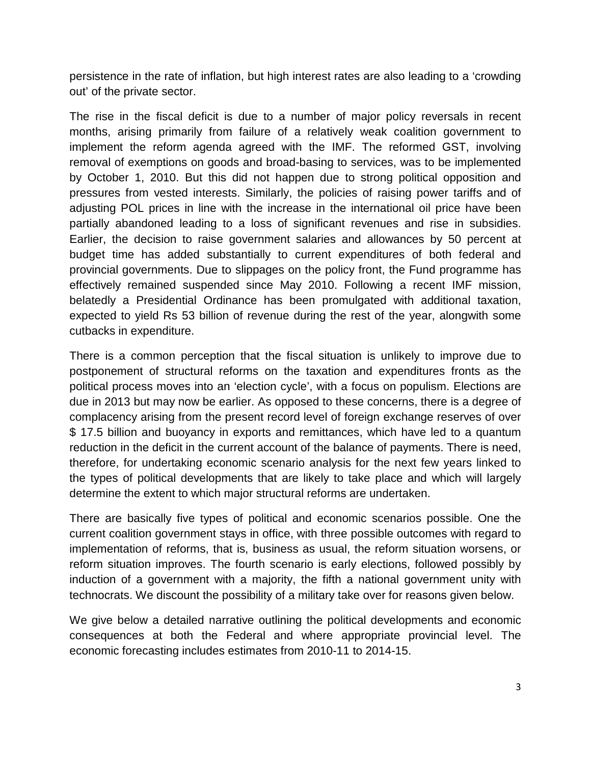persistence in the rate of inflation, but high interest rates are also leading to a 'crowding out' of the private sector.

The rise in the fiscal deficit is due to a number of major policy reversals in recent months, arising primarily from failure of a relatively weak coalition government to implement the reform agenda agreed with the IMF. The reformed GST, involving removal of exemptions on goods and broad-basing to services, was to be implemented by October 1, 2010. But this did not happen due to strong political opposition and pressures from vested interests. Similarly, the policies of raising power tariffs and of adjusting POL prices in line with the increase in the international oil price have been partially abandoned leading to a loss of significant revenues and rise in subsidies. Earlier, the decision to raise government salaries and allowances by 50 percent at budget time has added substantially to current expenditures of both federal and provincial governments. Due to slippages on the policy front, the Fund programme has effectively remained suspended since May 2010. Following a recent IMF mission, belatedly a Presidential Ordinance has been promulgated with additional taxation, expected to yield Rs 53 billion of revenue during the rest of the year, alongwith some cutbacks in expenditure.

There is a common perception that the fiscal situation is unlikely to improve due to postponement of structural reforms on the taxation and expenditures fronts as the political process moves into an 'election cycle', with a focus on populism. Elections are due in 2013 but may now be earlier. As opposed to these concerns, there is a degree of complacency arising from the present record level of foreign exchange reserves of over $ 17.5 billion and buoyancy in exports and remittances, which have led to a quantum reduction in the deficit in the current account of the balance of payments. There is need, therefore, for undertaking economic scenario analysis for the next few years linked to the types of political developments that are likely to take place and which will largely determine the extent to which major structural reforms are undertaken.

There are basically five types of political and economic scenarios possible. One the current coalition government stays in office, with three possible outcomes with regard to implementation of reforms, that is, business as usual, the reform situation worsens, or reform situation improves. The fourth scenario is early elections, followed possibly by induction of a government with a majority, the fifth a national government unity with technocrats. We discount the possibility of a military take over for reasons given below.

We give below a detailed narrative outlining the political developments and economic consequences at both the Federal and where appropriate provincial level. The economic forecasting includes estimates from 2010-11 to 2014-15.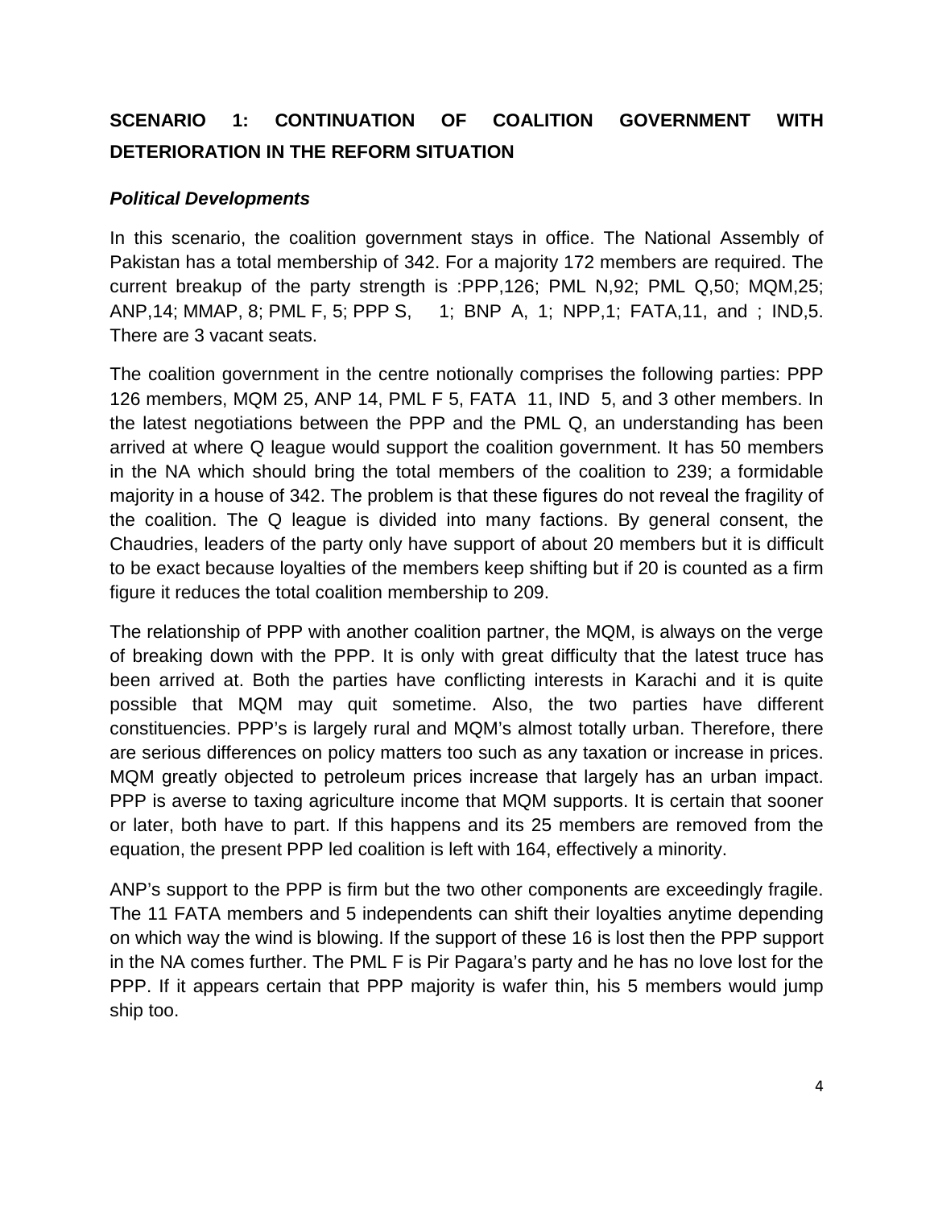## SCENARIO 1: CONTINUATION OF COALITION GOVERNMENT WITH DETERIORATION IN THE REFORM SITUATION

### *Political Developments*

In this scenario, the coalition government stays in office. The National Assembly of Pakistan has a total membership of 342. For a majority 172 members are required. The current breakup of the party strength is :PPP,126; PML N,92; PML Q,50; MQM,25; ANP,14; MMAP, 8; PML F, 5; PPP S, 1; BNP A, 1; NPP,1; FATA,11, and ; IND,5. There are 3 vacant seats.

The coalition government in the centre notionally comprises the following parties: PPP 126 members, MQM 25, ANP 14, PML F 5, FATA 11, IND 5, and 3 other members. In the latest negotiations between the PPP and the PML Q, an understanding has been arrived at where Q league would support the coalition government. It has 50 members in the NA which should bring the total members of the coalition to 239; a formidable majority in a house of 342. The problem is that these figures do not reveal the fragility of the coalition. The Q league is divided into many factions. By general consent, the Chaudries, leaders of the party only have support of about 20 members but it is difficult to be exact because loyalties of the members keep shifting but if 20 is counted as a firm figure it reduces the total coalition membership to 209.

The relationship of PPP with another coalition partner, the MQM, is always on the verge of breaking down with the PPP. It is only with great difficulty that the latest truce has been arrived at. Both the parties have conflicting interests in Karachi and it is quite possible that MQM may quit sometime. Also, the two parties have different constituencies. PPP's is largely rural and MQM's almost totally urban. Therefore, there are serious differences on policy matters too such as any taxation or increase in prices. MQM greatly objected to petroleum prices increase that largely has an urban impact. PPP is averse to taxing agriculture income that MQM supports. It is certain that sooner or later, both have to part. If this happens and its 25 members are removed from the equation, the present PPP led coalition is left with 164, effectively a minority.

ANP's support to the PPP is firm but the two other components are exceedingly fragile. The 11 FATA members and 5 independents can shift their loyalties anytime depending on which way the wind is blowing. If the support of these 16 is lost then the PPP support in the NA comes further. The PML F is Pir Pagara's party and he has no love lost for the PPP. If it appears certain that PPP majority is wafer thin, his 5 members would jump ship too.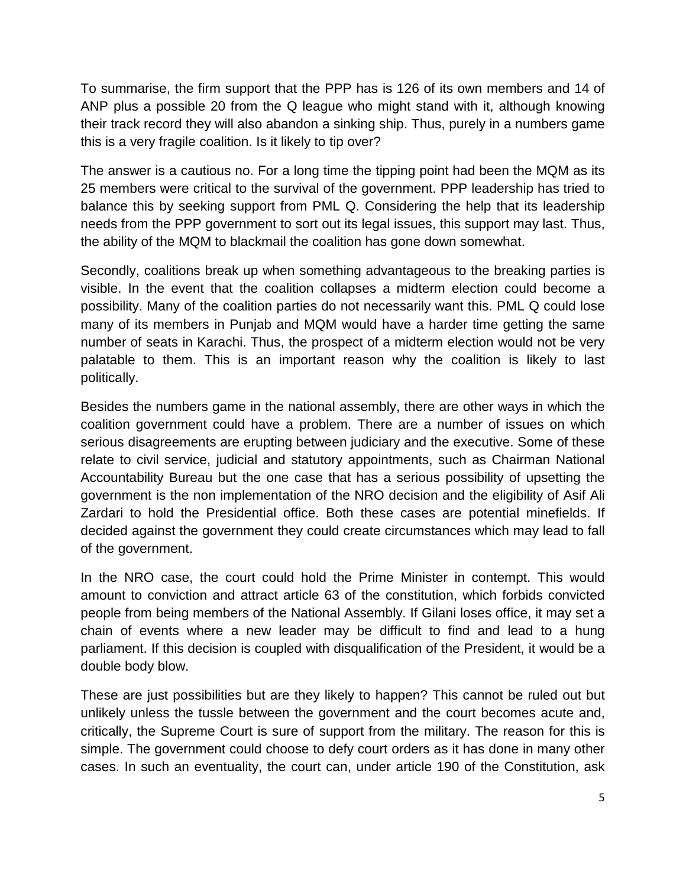To summarise, the firm support that the PPP has is 126 of its own members and 14 of ANP plus a possible 20 from the Q league who might stand with it, although knowing their track record they will also abandon a sinking ship. Thus, purely in a numbers game this is a very fragile coalition. Is it likely to tip over?

The answer is a cautious no. For a long time the tipping point had been the MQM as its 25 members were critical to the survival of the government. PPP leadership has tried to balance this by seeking support from PML Q. Considering the help that its leadership needs from the PPP government to sort out its legal issues, this support may last. Thus, the ability of the MQM to blackmail the coalition has gone down somewhat.

Secondly, coalitions break up when something advantageous to the breaking parties is visible. In the event that the coalition collapses a midterm election could become a possibility. Many of the coalition parties do not necessarily want this. PML Q could lose many of its members in Punjab and MQM would have a harder time getting the same number of seats in Karachi. Thus, the prospect of a midterm election would not be very palatable to them. This is an important reason why the coalition is likely to last politically.

Besides the numbers game in the national assembly, there are other ways in which the coalition government could have a problem. There are a number of issues on which serious disagreements are erupting between judiciary and the executive. Some of these relate to civil service, judicial and statutory appointments, such as Chairman National Accountability Bureau but the one case that has a serious possibility of upsetting the government is the non implementation of the NRO decision and the eligibility of Asif Ali Zardari to hold the Presidential office. Both these cases are potential minefields. If decided against the government they could create circumstances which may lead to fall of the government.

In the NRO case, the court could hold the Prime Minister in contempt. This would amount to conviction and attract article 63 of the constitution, which forbids convicted people from being members of the National Assembly. If Gilani loses office, it may set a chain of events where a new leader may be difficult to find and lead to a hung parliament. If this decision is coupled with disqualification of the President, it would be a double body blow.

These are just possibilities but are they likely to happen? This cannot be ruled out but unlikely unless the tussle between the government and the court becomes acute and, critically, the Supreme Court is sure of support from the military. The reason for this is simple. The government could choose to defy court orders as it has done in many other cases. In such an eventuality, the court can, under article 190 of the Constitution, ask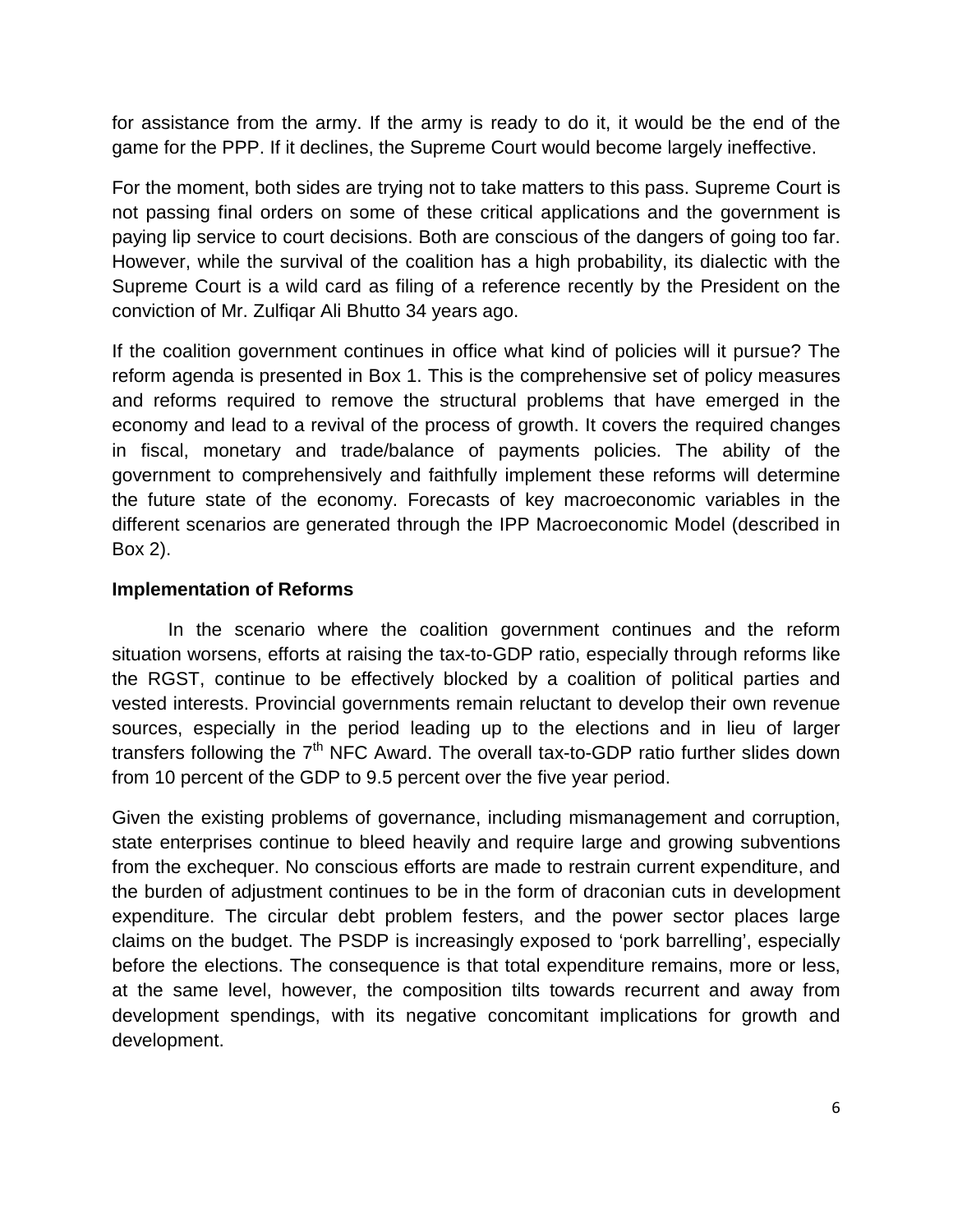for assistance from the army. If the army is ready to do it, it would be the end of the game for the PPP. If it declines, the Supreme Court would become largely ineffective.

For the moment, both sides are trying not to take matters to this pass. Supreme Court is not passing final orders on some of these critical applications and the government is paying lip service to court decisions. Both are conscious of the dangers of going too far. However, while the survival of the coalition has a high probability, its dialectic with the Supreme Court is a wild card as filing of a reference recently by the President on the conviction of Mr. Zulfiqar Ali Bhutto 34 years ago.

If the coalition government continues in office what kind of policies will it pursue? The reform agenda is presented in Box 1. This is the comprehensive set of policy measures and reforms required to remove the structural problems that have emerged in the economy and lead to a revival of the process of growth. It covers the required changes in fiscal, monetary and trade/balance of payments policies. The ability of the government to comprehensively and faithfully implement these reforms will determine the future state of the economy. Forecasts of key macroeconomic variables in the different scenarios are generated through the IPP Macroeconomic Model (described in Box 2).

**Implementation of Reforms**

In the scenario where the coalition government continues and the reform situation worsens, efforts at raising the tax-to-GDP ratio, especially through reforms like the RGST, continue to be effectively blocked by a coalition of political parties and vested interests. Provincial governments remain reluctant to develop their own revenue sources, especially in the period leading up to the elections and in lieu of larger transfers following the 7th NFC Award. The overall tax-to-GDP ratio further slides down from 10 percent of the GDP to 9.5 percent over the five year period.

Given the existing problems of governance, including mismanagement and corruption, state enterprises continue to bleed heavily and require large and growing subventions from the exchequer. No conscious efforts are made to restrain current expenditure, and the burden of adjustment continues to be in the form of draconian cuts in development expenditure. The circular debt problem festers, and the power sector places large claims on the budget. The PSDP is increasingly exposed to 'pork barrelling', especially before the elections. The consequence is that total expenditure remains, more or less, at the same level, however, the composition tilts towards recurrent and away from development spendings, with its negative concomitant implications for growth and development.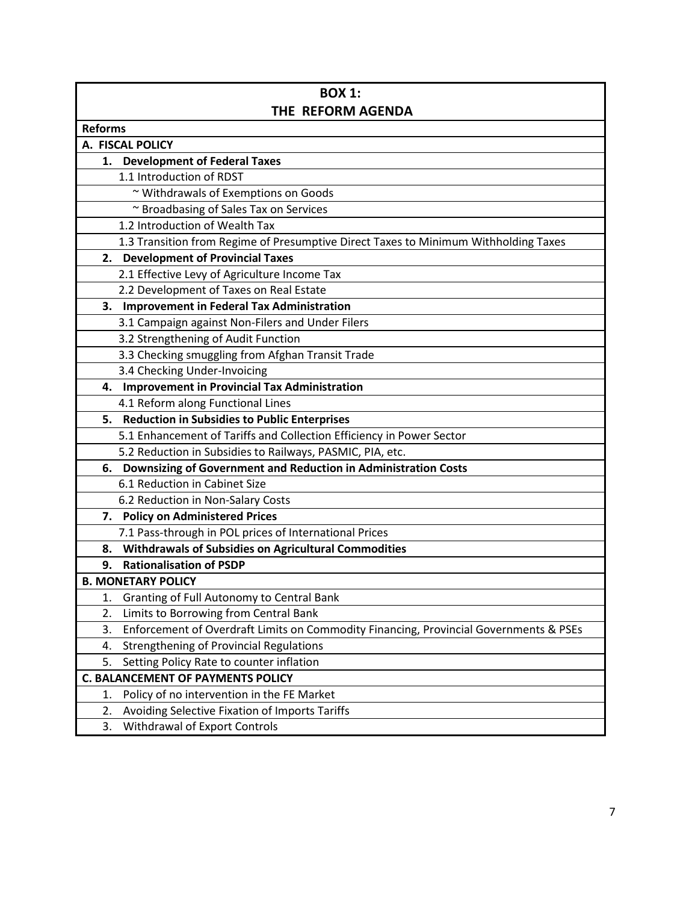| **BOX 1:** **THE REFORM AGENDA** |
|---|
| **Reforms** |
| **A. FISCAL POLICY** |
| **1. Development of Federal Taxes** |
| 1.1 Introduction of RDST |
| ~ Withdrawals of Exemptions on Goods |
| ~ Broadbasing of Sales Tax on Services |
| 1.2 Introduction of Wealth Tax |
| 1.3 Transition from Regime of Presumptive Direct Taxes to Minimum Withholding Taxes |
| **2. Development of Provincial Taxes** |
| 2.1 Effective Levy of Agriculture Income Tax |
| 2.2 Development of Taxes on Real Estate |
| **3. Improvement in Federal Tax Administration** |
| 3.1 Campaign against Non-Filers and Under Filers |
| 3.2 Strengthening of Audit Function |
| 3.3 Checking smuggling from Afghan Transit Trade |
| 3.4 Checking Under-Invoicing |
| **4. Improvement in Provincial Tax Administration** |
| 4.1 Reform along Functional Lines |
| **5. Reduction in Subsidies to Public Enterprises** |
| 5.1 Enhancement of Tariffs and Collection Efficiency in Power Sector |
| 5.2 Reduction in Subsidies to Railways, PASMIC, PIA, etc. |
| **6. Downsizing of Government and Reduction in Administration Costs** |
| 6.1 Reduction in Cabinet Size |
| 6.2 Reduction in Non-Salary Costs |
| **7. Policy on Administered Prices** |
| 7.1 Pass-through in POL prices of International Prices |
| **8. Withdrawals of Subsidies on Agricultural Commodities** |
| **9. Rationalisation of PSDP** |
| **B. MONETARY POLICY** |
| 1. Granting of Full Autonomy to Central Bank |
| 2. Limits to Borrowing from Central Bank |
| 3. Enforcement of Overdraft Limits on Commodity Financing, Provincial Governments & PSEs |
| 4. Strengthening of Provincial Regulations |
| 5. Setting Policy Rate to counter inflation |
| **C. BALANCEMENT OF PAYMENTS POLICY** |
| 1. Policy of no intervention in the FE Market |
| 2. Avoiding Selective Fixation of Imports Tariffs |
| 3. Withdrawal of Export Controls |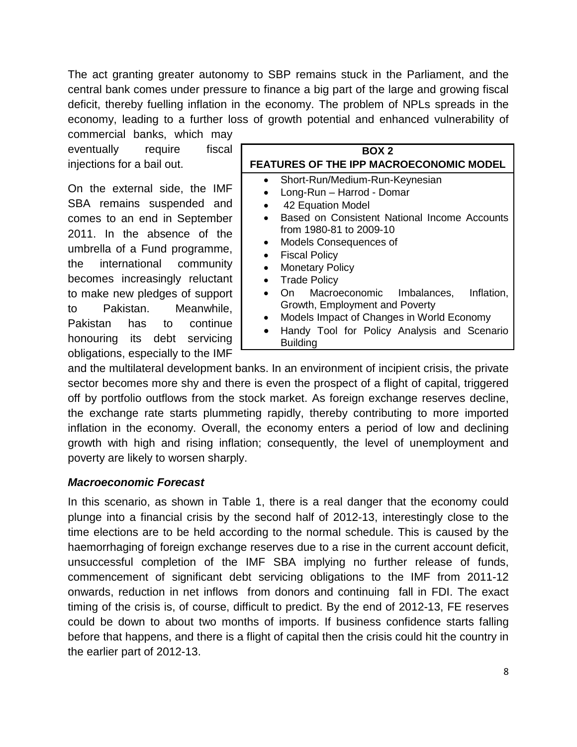The act granting greater autonomy to SBP remains stuck in the Parliament, and the central bank comes under pressure to finance a big part of the large and growing fiscal deficit, thereby fuelling inflation in the economy. The problem of NPLs spreads in the economy, leading to a further loss of growth potential and enhanced vulnerability of commercial banks, which may eventually require fiscal injections for a bail out.

**BOX 2**

**FEATURES OF THE IPP MACROECONOMIC MODEL**

- Short-Run/Medium-Run-Keynesian
- Long-Run – Harrod - Domar
- 42 Equation Model
- Based on Consistent National Income Accounts from 1980-81 to 2009-10
- Models Consequences of
- Fiscal Policy
- Monetary Policy
- Trade Policy
- On Macroeconomic Imbalances, Inflation, Growth, Employment and Poverty
- Models Impact of Changes in World Economy
- Handy Tool for Policy Analysis and Scenario Building

On the external side, the IMF SBA remains suspended and comes to an end in September 2011. In the absence of the umbrella of a Fund programme, the international community becomes increasingly reluctant to make new pledges of support to Pakistan. Meanwhile, Pakistan has to continue honouring its debt servicing obligations, especially to the IMF and the multilateral development banks. In an environment of incipient crisis, the private sector becomes more shy and there is even the prospect of a flight of capital, triggered off by portfolio outflows from the stock market. As foreign exchange reserves decline, the exchange rate starts plummeting rapidly, thereby contributing to more imported inflation in the economy. Overall, the economy enters a period of low and declining growth with high and rising inflation; consequently, the level of unemployment and poverty are likely to worsen sharply.

***Macroeconomic Forecast***

In this scenario, as shown in Table 1, there is a real danger that the economy could plunge into a financial crisis by the second half of 2012-13, interestingly close to the time elections are to be held according to the normal schedule. This is caused by the haemorrhaging of foreign exchange reserves due to a rise in the current account deficit, unsuccessful completion of the IMF SBA implying no further release of funds, commencement of significant debt servicing obligations to the IMF from 2011-12 onwards, reduction in net inflows from donors and continuing fall in FDI. The exact timing of the crisis is, of course, difficult to predict. By the end of 2012-13, FE reserves could be down to about two months of imports. If business confidence starts falling before that happens, and there is a flight of capital then the crisis could hit the country in the earlier part of 2012-13.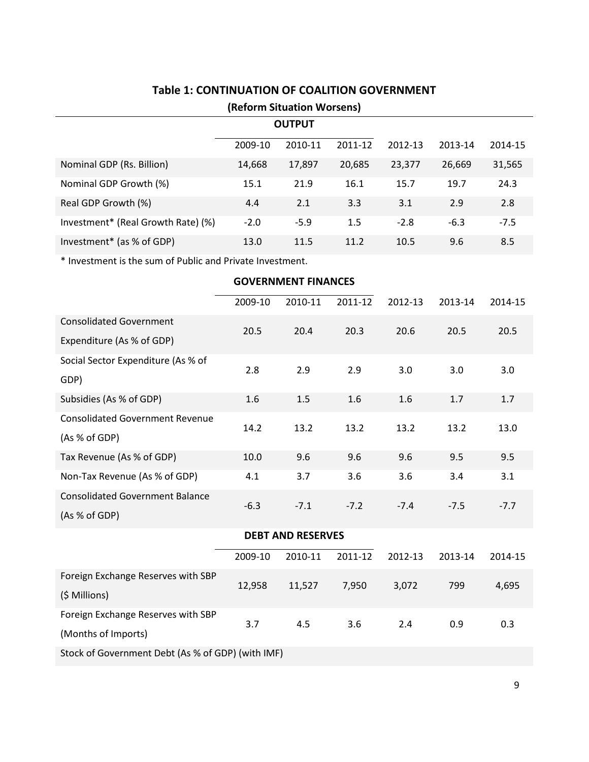## Table 1: CONTINUATION OF COALITION GOVERNMENT

**(Reform Situation Worsens)**

**OUTPUT**

| | 2009-10 | 2010-11 | 2011-12 | 2012-13 | 2013-14 | 2014-15 |
|---|---|---|---|---|---|---|
| Nominal GDP (Rs. Billion) | 14,668 | 17,897 | 20,685 | 23,377 | 26,669 | 31,565 |
| Nominal GDP Growth (%) | 15.1 | 21.9 | 16.1 | 15.7 | 19.7 | 24.3 |
| Real GDP Growth (%) | 4.4 | 2.1 | 3.3 | 3.1 | 2.9 | 2.8 |
| Investment* (Real Growth Rate) (%) | -2.0 | -5.9 | 1.5 | -2.8 | -6.3 | -7.5 |
| Investment* (as % of GDP) | 13.0 | 11.5 | 11.2 | 10.5 | 9.6 | 8.5 |

* Investment is the sum of Public and Private Investment.

**GOVERNMENT FINANCES**

| | 2009-10 | 2010-11 | 2011-12 | 2012-13 | 2013-14 | 2014-15 |
|---|---|---|---|---|---|---|
| Consolidated Government Expenditure (As % of GDP) | 20.5 | 20.4 | 20.3 | 20.6 | 20.5 | 20.5 |
| Social Sector Expenditure (As % of GDP) | 2.8 | 2.9 | 2.9 | 3.0 | 3.0 | 3.0 |
| Subsidies (As % of GDP) | 1.6 | 1.5 | 1.6 | 1.6 | 1.7 | 1.7 |
| Consolidated Government Revenue (As % of GDP) | 14.2 | 13.2 | 13.2 | 13.2 | 13.2 | 13.0 |
| Tax Revenue (As % of GDP) | 10.0 | 9.6 | 9.6 | 9.6 | 9.5 | 9.5 |
| Non-Tax Revenue (As % of GDP) | 4.1 | 3.7 | 3.6 | 3.6 | 3.4 | 3.1 |
| Consolidated Government Balance (As % of GDP) | -6.3 | -7.1 | -7.2 | -7.4 | -7.5 | -7.7 |

**DEBT AND RESERVES**

| | 2009-10 | 2010-11 | 2011-12 | 2012-13 | 2013-14 | 2014-15 |
|---|---|---|---|---|---|---|
| Foreign Exchange Reserves with SBP ($ Millions) | 12,958 | 11,527 | 7,950 | 3,072 | 799 | 4,695 |
| Foreign Exchange Reserves with SBP (Months of Imports) | 3.7 | 4.5 | 3.6 | 2.4 | 0.9 | 0.3 |
| Stock of Government Debt (As % of GDP) (with IMF) | | | | | | |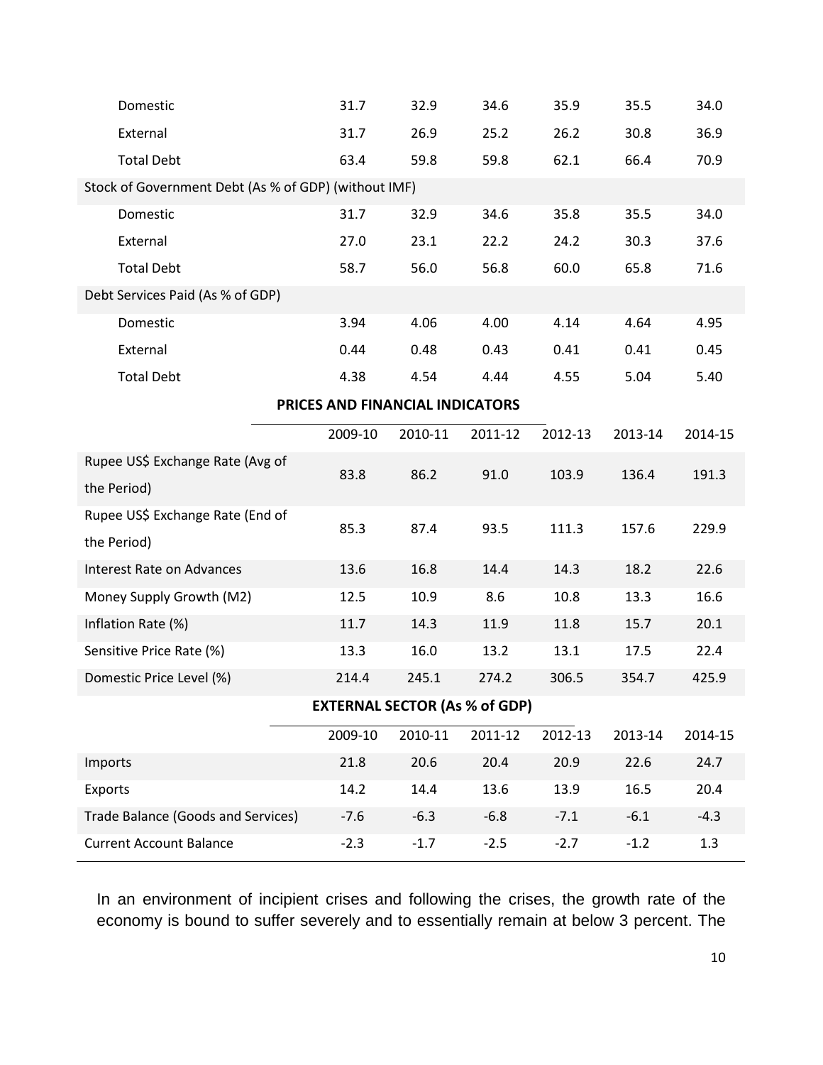| | | | | | | |
|---|---|---|---|---|---|---|
| Domestic | 31.7 | 32.9 | 34.6 | 35.9 | 35.5 | 34.0 |
| External | 31.7 | 26.9 | 25.2 | 26.2 | 30.8 | 36.9 |
| Total Debt | 63.4 | 59.8 | 59.8 | 62.1 | 66.4 | 70.9 |
| Stock of Government Debt (As % of GDP) (without IMF) | | | | | | |
| Domestic | 31.7 | 32.9 | 34.6 | 35.8 | 35.5 | 34.0 |
| External | 27.0 | 23.1 | 22.2 | 24.2 | 30.3 | 37.6 |
| Total Debt | 58.7 | 56.0 | 56.8 | 60.0 | 65.8 | 71.6 |
| Debt Services Paid (As % of GDP) | | | | | | |
| Domestic | 3.94 | 4.06 | 4.00 | 4.14 | 4.64 | 4.95 |
| External | 0.44 | 0.48 | 0.43 | 0.41 | 0.41 | 0.45 |
| Total Debt | 4.38 | 4.54 | 4.44 | 4.55 | 5.04 | 5.40 |

**PRICES AND FINANCIAL INDICATORS**

| | 2009-10 | 2010-11 | 2011-12 | 2012-13 | 2013-14 | 2014-15 |
|---|---|---|---|---|---|---|
| Rupee US$ Exchange Rate (Avg of the Period) | 83.8 | 86.2 | 91.0 | 103.9 | 136.4 | 191.3 |
| Rupee US$ Exchange Rate (End of the Period) | 85.3 | 87.4 | 93.5 | 111.3 | 157.6 | 229.9 |
| Interest Rate on Advances | 13.6 | 16.8 | 14.4 | 14.3 | 18.2 | 22.6 |
| Money Supply Growth (M2) | 12.5 | 10.9 | 8.6 | 10.8 | 13.3 | 16.6 |
| Inflation Rate (%) | 11.7 | 14.3 | 11.9 | 11.8 | 15.7 | 20.1 |
| Sensitive Price Rate (%) | 13.3 | 16.0 | 13.2 | 13.1 | 17.5 | 22.4 |
| Domestic Price Level (%) | 214.4 | 245.1 | 274.2 | 306.5 | 354.7 | 425.9 |

**EXTERNAL SECTOR (As % of GDP)**

| | 2009-10 | 2010-11 | 2011-12 | 2012-13 | 2013-14 | 2014-15 |
|---|---|---|---|---|---|---|
| Imports | 21.8 | 20.6 | 20.4 | 20.9 | 22.6 | 24.7 |
| Exports | 14.2 | 14.4 | 13.6 | 13.9 | 16.5 | 20.4 |
| Trade Balance (Goods and Services) | -7.6 | -6.3 | -6.8 | -7.1 | -6.1 | -4.3 |
| Current Account Balance | -2.3 | -1.7 | -2.5 | -2.7 | -1.2 | 1.3 |

In an environment of incipient crises and following the crises, the growth rate of the economy is bound to suffer severely and to essentially remain at below 3 percent. The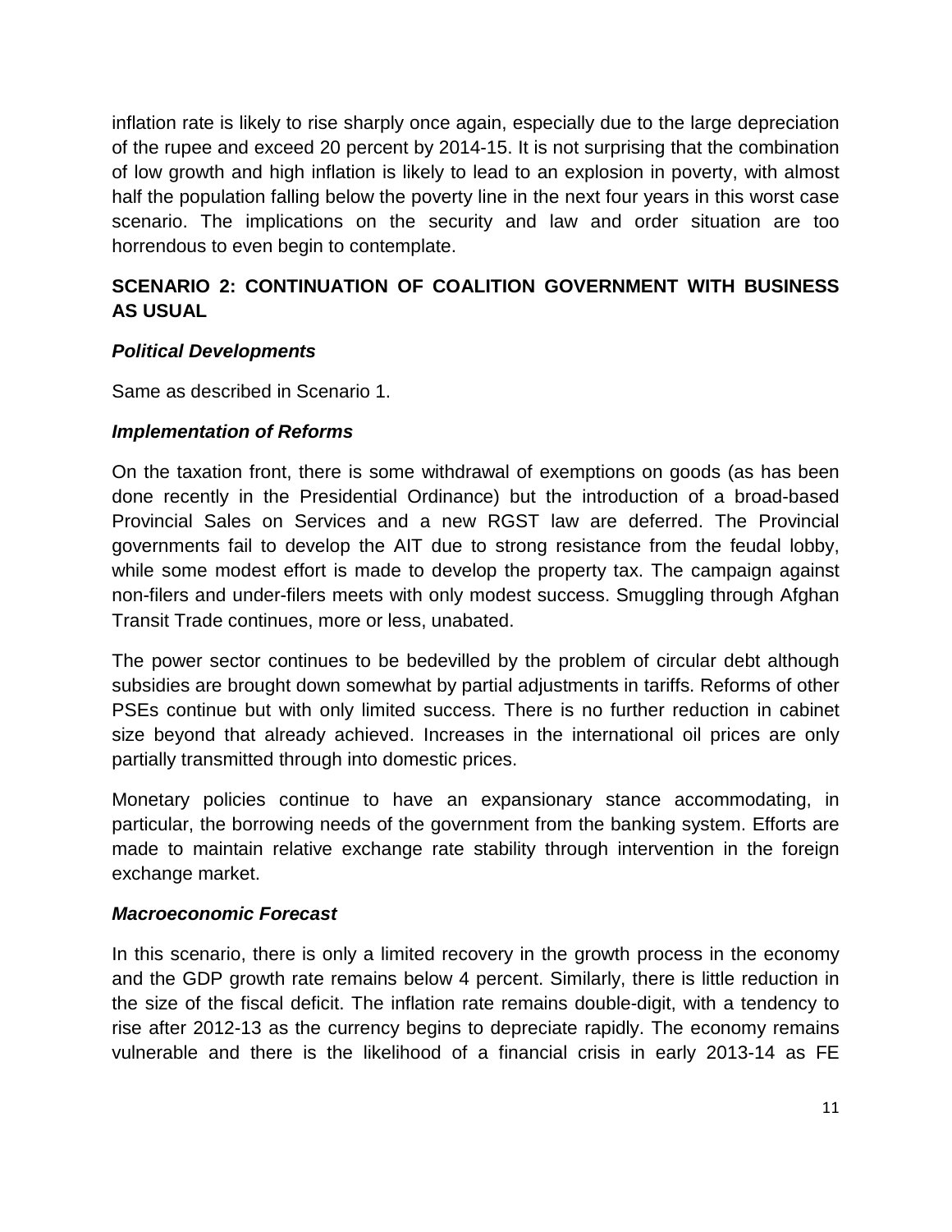inflation rate is likely to rise sharply once again, especially due to the large depreciation of the rupee and exceed 20 percent by 2014-15. It is not surprising that the combination of low growth and high inflation is likely to lead to an explosion in poverty, with almost half the population falling below the poverty line in the next four years in this worst case scenario. The implications on the security and law and order situation are too horrendous to even begin to contemplate.

## SCENARIO 2: CONTINUATION OF COALITION GOVERNMENT WITH BUSINESS AS USUAL

### *Political Developments*

Same as described in Scenario 1.

### *Implementation of Reforms*

On the taxation front, there is some withdrawal of exemptions on goods (as has been done recently in the Presidential Ordinance) but the introduction of a broad-based Provincial Sales on Services and a new RGST law are deferred. The Provincial governments fail to develop the AIT due to strong resistance from the feudal lobby, while some modest effort is made to develop the property tax. The campaign against non-filers and under-filers meets with only modest success. Smuggling through Afghan Transit Trade continues, more or less, unabated.

The power sector continues to be bedevilled by the problem of circular debt although subsidies are brought down somewhat by partial adjustments in tariffs. Reforms of other PSEs continue but with only limited success. There is no further reduction in cabinet size beyond that already achieved. Increases in the international oil prices are only partially transmitted through into domestic prices.

Monetary policies continue to have an expansionary stance accommodating, in particular, the borrowing needs of the government from the banking system. Efforts are made to maintain relative exchange rate stability through intervention in the foreign exchange market.

### *Macroeconomic Forecast*

In this scenario, there is only a limited recovery in the growth process in the economy and the GDP growth rate remains below 4 percent. Similarly, there is little reduction in the size of the fiscal deficit. The inflation rate remains double-digit, with a tendency to rise after 2012-13 as the currency begins to depreciate rapidly. The economy remains vulnerable and there is the likelihood of a financial crisis in early 2013-14 as FE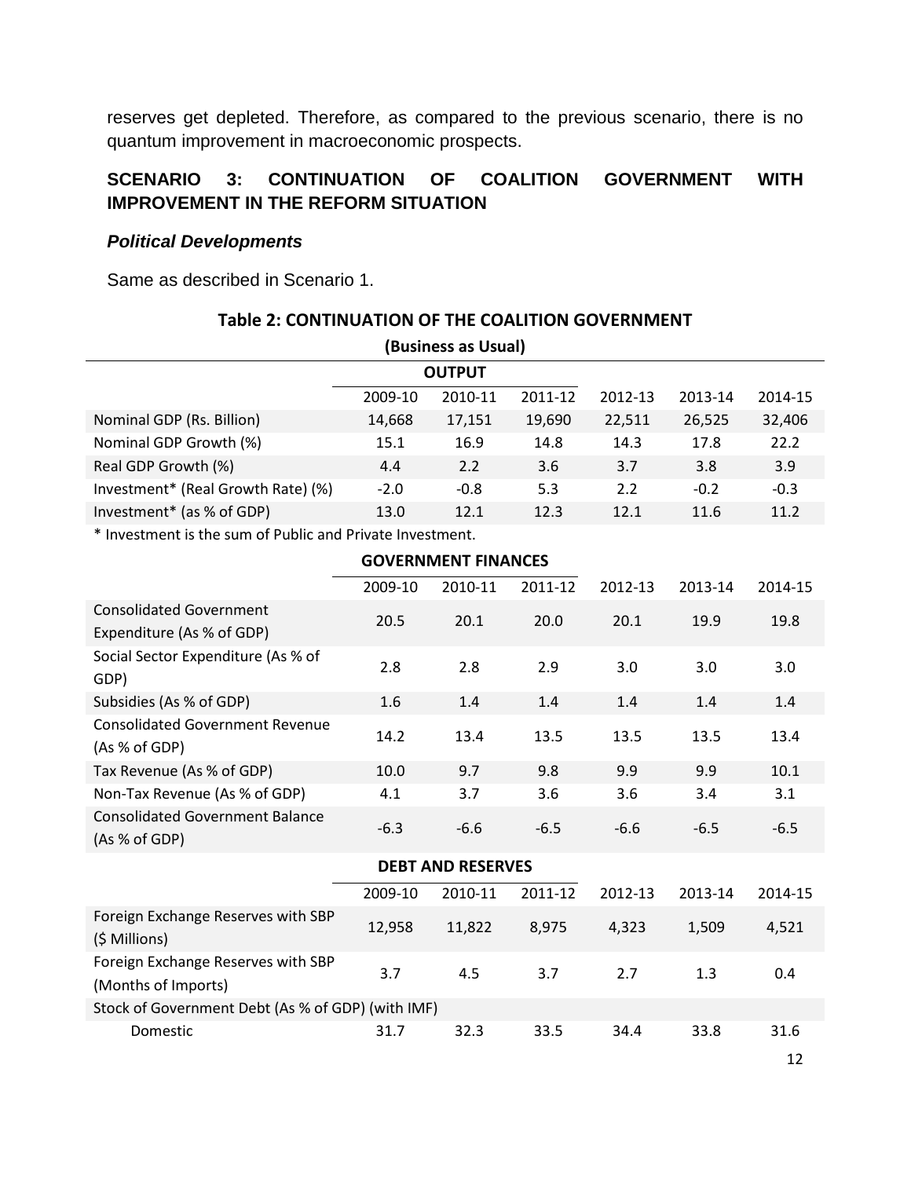reserves get depleted. Therefore, as compared to the previous scenario, there is no quantum improvement in macroeconomic prospects.

## SCENARIO 3: CONTINUATION OF COALITION GOVERNMENT WITH IMPROVEMENT IN THE REFORM SITUATION

### *Political Developments*

Same as described in Scenario 1.

**Table 2: CONTINUATION OF THE COALITION GOVERNMENT**

**(Business as Usual)**

| OUTPUT | 2009-10 | 2010-11 | 2011-12 | 2012-13 | 2013-14 | 2014-15 |
|---|---|---|---|---|---|---|
| Nominal GDP (Rs. Billion) | 14,668 | 17,151 | 19,690 | 22,511 | 26,525 | 32,406 |
| Nominal GDP Growth (%) | 15.1 | 16.9 | 14.8 | 14.3 | 17.8 | 22.2 |
| Real GDP Growth (%) | 4.4 | 2.2 | 3.6 | 3.7 | 3.8 | 3.9 |
| Investment* (Real Growth Rate) (%) | -2.0 | -0.8 | 5.3 | 2.2 | -0.2 | -0.3 |
| Investment* (as % of GDP) | 13.0 | 12.1 | 12.3 | 12.1 | 11.6 | 11.2 |

* Investment is the sum of Public and Private Investment.

| GOVERNMENT FINANCES | 2009-10 | 2010-11 | 2011-12 | 2012-13 | 2013-14 | 2014-15 |
|---|---|---|---|---|---|---|
| Consolidated Government Expenditure (As % of GDP) | 20.5 | 20.1 | 20.0 | 20.1 | 19.9 | 19.8 |
| Social Sector Expenditure (As % of GDP) | 2.8 | 2.8 | 2.9 | 3.0 | 3.0 | 3.0 |
| Subsidies (As % of GDP) | 1.6 | 1.4 | 1.4 | 1.4 | 1.4 | 1.4 |
| Consolidated Government Revenue (As % of GDP) | 14.2 | 13.4 | 13.5 | 13.5 | 13.5 | 13.4 |
| Tax Revenue (As % of GDP) | 10.0 | 9.7 | 9.8 | 9.9 | 9.9 | 10.1 |
| Non-Tax Revenue (As % of GDP) | 4.1 | 3.7 | 3.6 | 3.6 | 3.4 | 3.1 |
| Consolidated Government Balance (As % of GDP) | -6.3 | -6.6 | -6.5 | -6.6 | -6.5 | -6.5 |

| DEBT AND RESERVES | 2009-10 | 2010-11 | 2011-12 | 2012-13 | 2013-14 | 2014-15 |
|---|---|---|---|---|---|---|
| Foreign Exchange Reserves with SBP ($ Millions) | 12,958 | 11,822 | 8,975 | 4,323 | 1,509 | 4,521 |
| Foreign Exchange Reserves with SBP (Months of Imports) | 3.7 | 4.5 | 3.7 | 2.7 | 1.3 | 0.4 |
| Stock of Government Debt (As % of GDP) (with IMF) | | | | | | |
| Domestic | 31.7 | 32.3 | 33.5 | 34.4 | 33.8 | 31.6 |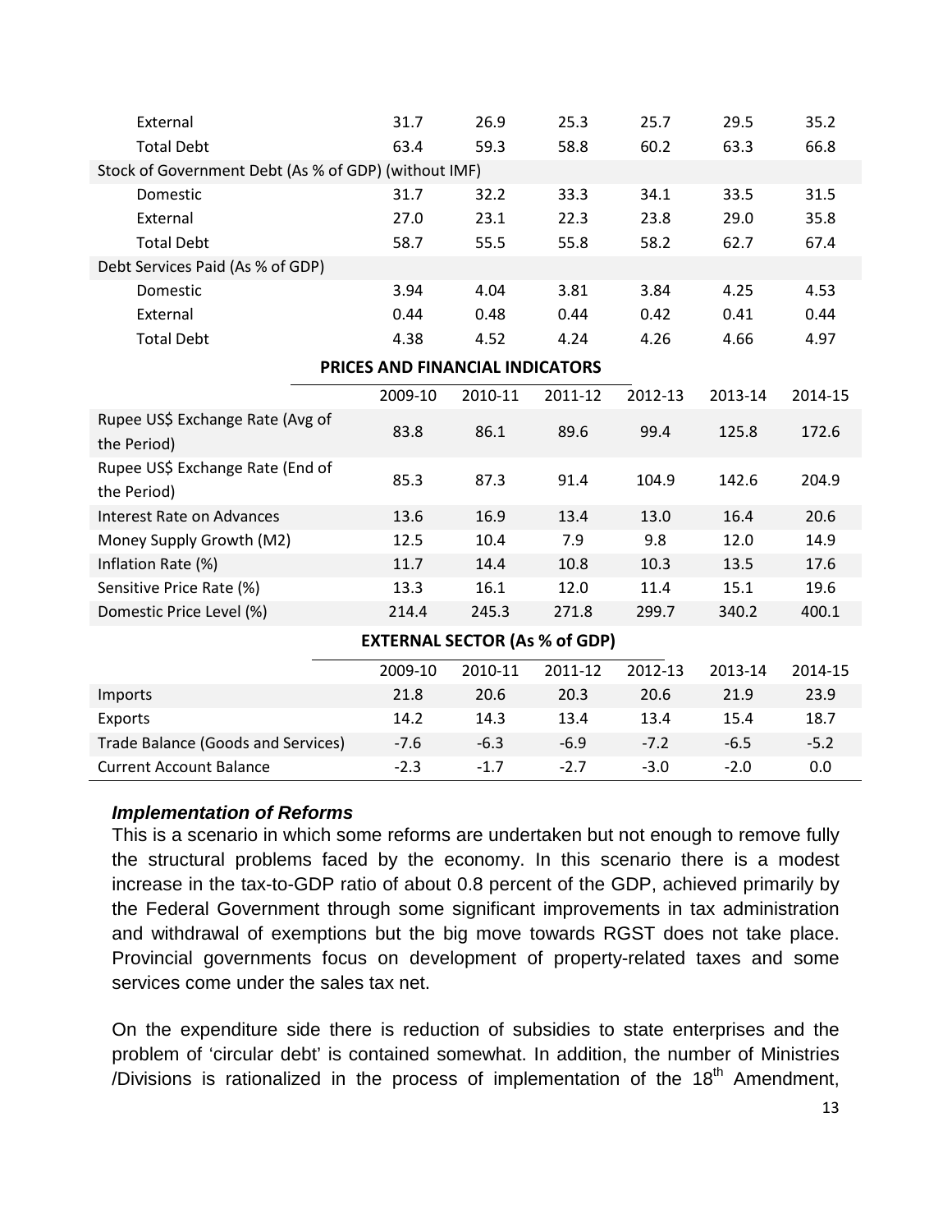| | 2009-10 | 2010-11 | 2011-12 | 2012-13 | 2013-14 | 2014-15 |
|---|---|---|---|---|---|---|
| External | 31.7 | 26.9 | 25.3 | 25.7 | 29.5 | 35.2 |
| Total Debt | 63.4 | 59.3 | 58.8 | 60.2 | 63.3 | 66.8 |
| Stock of Government Debt (As % of GDP) (without IMF) | | | | | | |
| Domestic | 31.7 | 32.2 | 33.3 | 34.1 | 33.5 | 31.5 |
| External | 27.0 | 23.1 | 22.3 | 23.8 | 29.0 | 35.8 |
| Total Debt | 58.7 | 55.5 | 55.8 | 58.2 | 62.7 | 67.4 |
| Debt Services Paid (As % of GDP) | | | | | | |
| Domestic | 3.94 | 4.04 | 3.81 | 3.84 | 4.25 | 4.53 |
| External | 0.44 | 0.48 | 0.44 | 0.42 | 0.41 | 0.44 |
| Total Debt | 4.38 | 4.52 | 4.24 | 4.26 | 4.66 | 4.97 |

**PRICES AND FINANCIAL INDICATORS**

| | 2009-10 | 2010-11 | 2011-12 | 2012-13 | 2013-14 | 2014-15 |
|---|---|---|---|---|---|---|
| Rupee US$ Exchange Rate (Avg of the Period) | 83.8 | 86.1 | 89.6 | 99.4 | 125.8 | 172.6 |
| Rupee US$ Exchange Rate (End of the Period) | 85.3 | 87.3 | 91.4 | 104.9 | 142.6 | 204.9 |
| Interest Rate on Advances | 13.6 | 16.9 | 13.4 | 13.0 | 16.4 | 20.6 |
| Money Supply Growth (M2) | 12.5 | 10.4 | 7.9 | 9.8 | 12.0 | 14.9 |
| Inflation Rate (%) | 11.7 | 14.4 | 10.8 | 10.3 | 13.5 | 17.6 |
| Sensitive Price Rate (%) | 13.3 | 16.1 | 12.0 | 11.4 | 15.1 | 19.6 |
| Domestic Price Level (%) | 214.4 | 245.3 | 271.8 | 299.7 | 340.2 | 400.1 |

**EXTERNAL SECTOR (As % of GDP)**

| | 2009-10 | 2010-11 | 2011-12 | 2012-13 | 2013-14 | 2014-15 |
|---|---|---|---|---|---|---|
| Imports | 21.8 | 20.6 | 20.3 | 20.6 | 21.9 | 23.9 |
| Exports | 14.2 | 14.3 | 13.4 | 13.4 | 15.4 | 18.7 |
| Trade Balance (Goods and Services) | -7.6 | -6.3 | -6.9 | -7.2 | -6.5 | -5.2 |
| Current Account Balance | -2.3 | -1.7 | -2.7 | -3.0 | -2.0 | 0.0 |

***Implementation of Reforms***

This is a scenario in which some reforms are undertaken but not enough to remove fully the structural problems faced by the economy. In this scenario there is a modest increase in the tax-to-GDP ratio of about 0.8 percent of the GDP, achieved primarily by the Federal Government through some significant improvements in tax administration and withdrawal of exemptions but the big move towards RGST does not take place. Provincial governments focus on development of property-related taxes and some services come under the sales tax net.

On the expenditure side there is reduction of subsidies to state enterprises and the problem of 'circular debt' is contained somewhat. In addition, the number of Ministries /Divisions is rationalized in the process of implementation of the 18th Amendment,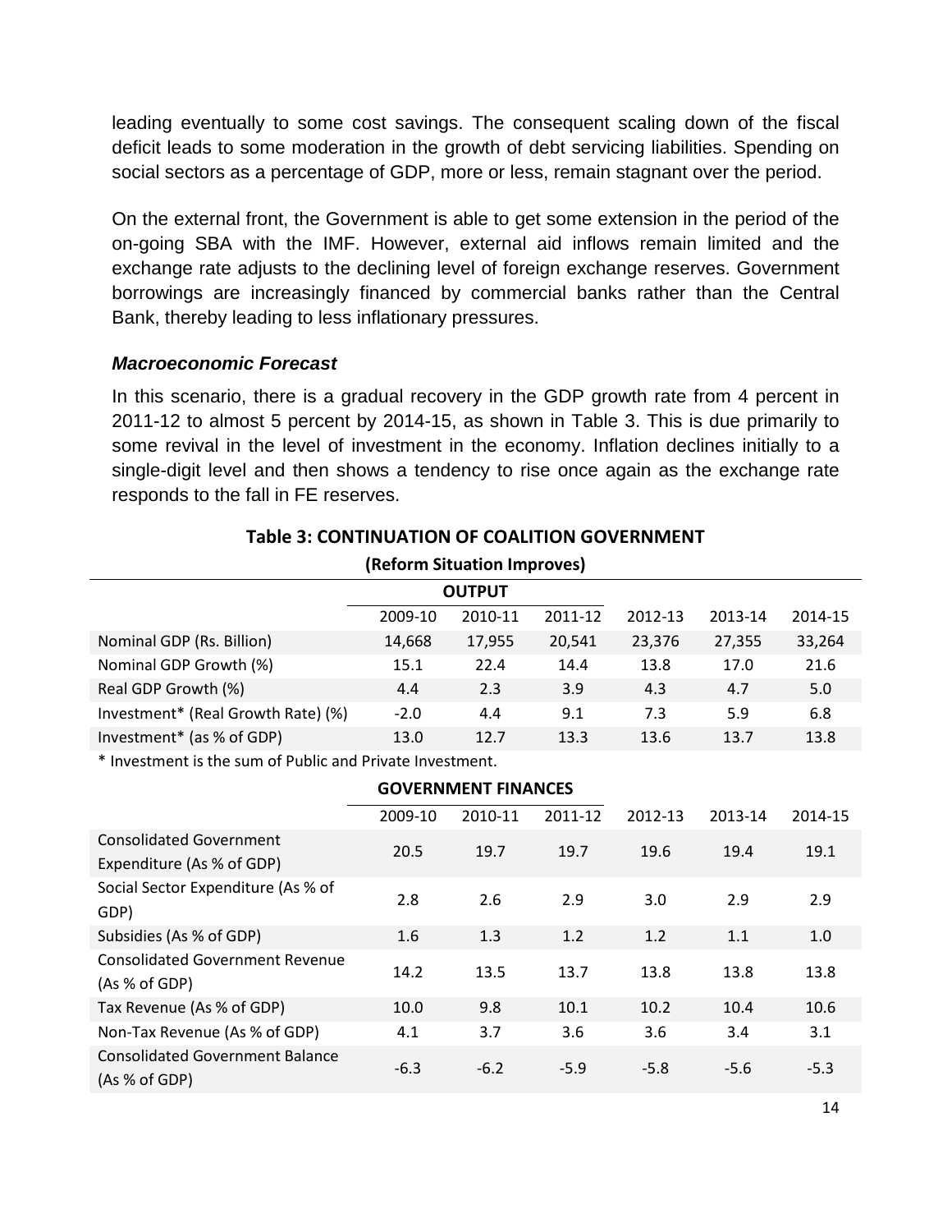leading eventually to some cost savings. The consequent scaling down of the fiscal deficit leads to some moderation in the growth of debt servicing liabilities. Spending on social sectors as a percentage of GDP, more or less, remain stagnant over the period.

On the external front, the Government is able to get some extension in the period of the on-going SBA with the IMF. However, external aid inflows remain limited and the exchange rate adjusts to the declining level of foreign exchange reserves. Government borrowings are increasingly financed by commercial banks rather than the Central Bank, thereby leading to less inflationary pressures.

### *Macroeconomic Forecast*

In this scenario, there is a gradual recovery in the GDP growth rate from 4 percent in 2011-12 to almost 5 percent by 2014-15, as shown in Table 3. This is due primarily to some revival in the level of investment in the economy. Inflation declines initially to a single-digit level and then shows a tendency to rise once again as the exchange rate responds to the fall in FE reserves.

**Table 3: CONTINUATION OF COALITION GOVERNMENT**

**(Reform Situation Improves)**

**OUTPUT**

| | 2009-10 | 2010-11 | 2011-12 | 2012-13 | 2013-14 | 2014-15 |
|---|---|---|---|---|---|---|
| Nominal GDP (Rs. Billion) | 14,668 | 17,955 | 20,541 | 23,376 | 27,355 | 33,264 |
| Nominal GDP Growth (%) | 15.1 | 22.4 | 14.4 | 13.8 | 17.0 | 21.6 |
| Real GDP Growth (%) | 4.4 | 2.3 | 3.9 | 4.3 | 4.7 | 5.0 |
| Investment* (Real Growth Rate) (%) | -2.0 | 4.4 | 9.1 | 7.3 | 5.9 | 6.8 |
| Investment* (as % of GDP) | 13.0 | 12.7 | 13.3 | 13.6 | 13.7 | 13.8 |

\* Investment is the sum of Public and Private Investment.

**GOVERNMENT FINANCES**

| | 2009-10 | 2010-11 | 2011-12 | 2012-13 | 2013-14 | 2014-15 |
|---|---|---|---|---|---|---|
| Consolidated Government Expenditure (As % of GDP) | 20.5 | 19.7 | 19.7 | 19.6 | 19.4 | 19.1 |
| Social Sector Expenditure (As % of GDP) | 2.8 | 2.6 | 2.9 | 3.0 | 2.9 | 2.9 |
| Subsidies (As % of GDP) | 1.6 | 1.3 | 1.2 | 1.2 | 1.1 | 1.0 |
| Consolidated Government Revenue (As % of GDP) | 14.2 | 13.5 | 13.7 | 13.8 | 13.8 | 13.8 |
| Tax Revenue (As % of GDP) | 10.0 | 9.8 | 10.1 | 10.2 | 10.4 | 10.6 |
| Non-Tax Revenue (As % of GDP) | 4.1 | 3.7 | 3.6 | 3.6 | 3.4 | 3.1 |
| Consolidated Government Balance (As % of GDP) | -6.3 | -6.2 | -5.9 | -5.8 | -5.6 | -5.3 |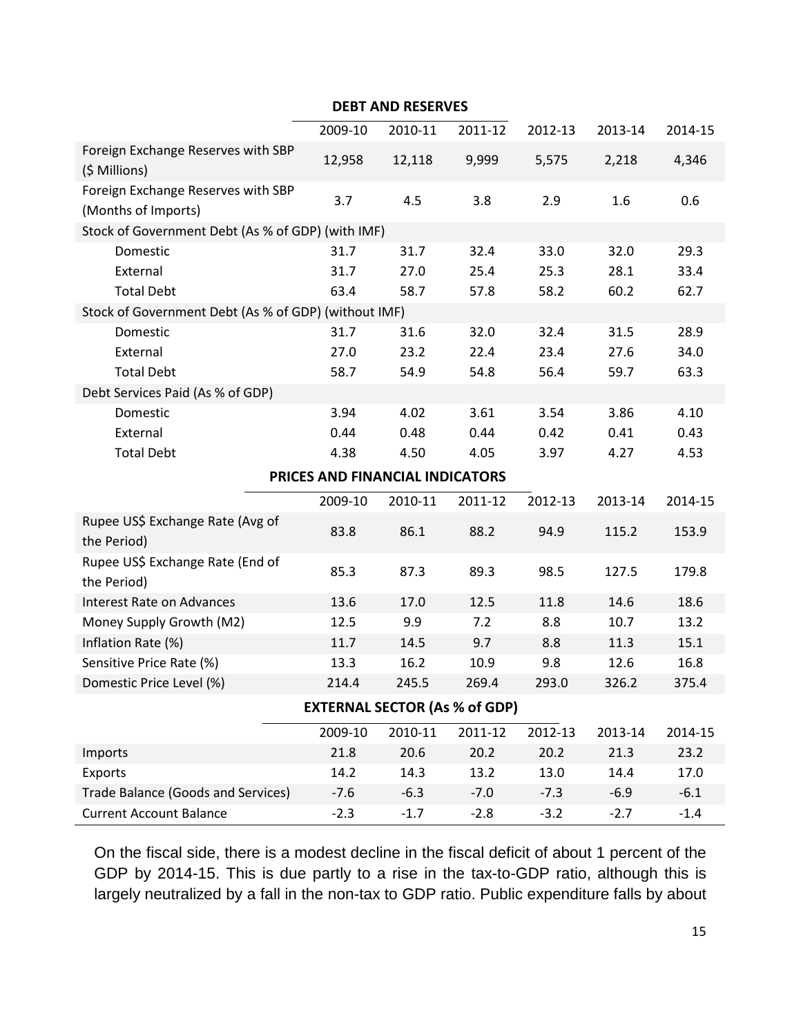**DEBT AND RESERVES**

| | 2009-10 | 2010-11 | 2011-12 | 2012-13 | 2013-14 | 2014-15 |
|---|---|---|---|---|---|---|
| Foreign Exchange Reserves with SBP ($ Millions) | 12,958 | 12,118 | 9,999 | 5,575 | 2,218 | 4,346 |
| Foreign Exchange Reserves with SBP (Months of Imports) | 3.7 | 4.5 | 3.8 | 2.9 | 1.6 | 0.6 |
| Stock of Government Debt (As % of GDP) (with IMF) | | | | | | |
| Domestic | 31.7 | 31.7 | 32.4 | 33.0 | 32.0 | 29.3 |
| External | 31.7 | 27.0 | 25.4 | 25.3 | 28.1 | 33.4 |
| Total Debt | 63.4 | 58.7 | 57.8 | 58.2 | 60.2 | 62.7 |
| Stock of Government Debt (As % of GDP) (without IMF) | | | | | | |
| Domestic | 31.7 | 31.6 | 32.0 | 32.4 | 31.5 | 28.9 |
| External | 27.0 | 23.2 | 22.4 | 23.4 | 27.6 | 34.0 |
| Total Debt | 58.7 | 54.9 | 54.8 | 56.4 | 59.7 | 63.3 |
| Debt Services Paid (As % of GDP) | | | | | | |
| Domestic | 3.94 | 4.02 | 3.61 | 3.54 | 3.86 | 4.10 |
| External | 0.44 | 0.48 | 0.44 | 0.42 | 0.41 | 0.43 |
| Total Debt | 4.38 | 4.50 | 4.05 | 3.97 | 4.27 | 4.53 |

**PRICES AND FINANCIAL INDICATORS**

| | 2009-10 | 2010-11 | 2011-12 | 2012-13 | 2013-14 | 2014-15 |
|---|---|---|---|---|---|---|
| Rupee US$ Exchange Rate (Avg of the Period) | 83.8 | 86.1 | 88.2 | 94.9 | 115.2 | 153.9 |
| Rupee US$ Exchange Rate (End of the Period) | 85.3 | 87.3 | 89.3 | 98.5 | 127.5 | 179.8 |
| Interest Rate on Advances | 13.6 | 17.0 | 12.5 | 11.8 | 14.6 | 18.6 |
| Money Supply Growth (M2) | 12.5 | 9.9 | 7.2 | 8.8 | 10.7 | 13.2 |
| Inflation Rate (%) | 11.7 | 14.5 | 9.7 | 8.8 | 11.3 | 15.1 |
| Sensitive Price Rate (%) | 13.3 | 16.2 | 10.9 | 9.8 | 12.6 | 16.8 |
| Domestic Price Level (%) | 214.4 | 245.5 | 269.4 | 293.0 | 326.2 | 375.4 |

**EXTERNAL SECTOR (As % of GDP)**

| | 2009-10 | 2010-11 | 2011-12 | 2012-13 | 2013-14 | 2014-15 |
|---|---|---|---|---|---|---|
| Imports | 21.8 | 20.6 | 20.2 | 20.2 | 21.3 | 23.2 |
| Exports | 14.2 | 14.3 | 13.2 | 13.0 | 14.4 | 17.0 |
| Trade Balance (Goods and Services) | -7.6 | -6.3 | -7.0 | -7.3 | -6.9 | -6.1 |
| Current Account Balance | -2.3 | -1.7 | -2.8 | -3.2 | -2.7 | -1.4 |

On the fiscal side, there is a modest decline in the fiscal deficit of about 1 percent of the GDP by 2014-15. This is due partly to a rise in the tax-to-GDP ratio, although this is largely neutralized by a fall in the non-tax to GDP ratio. Public expenditure falls by about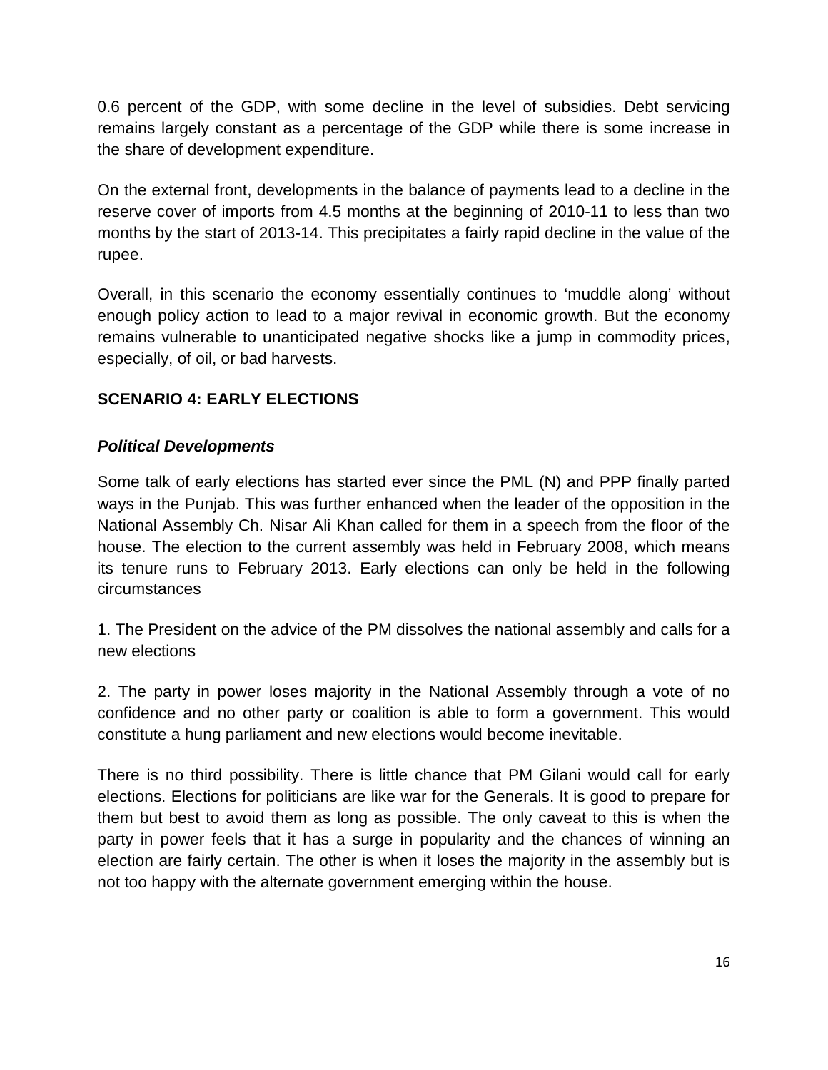0.6 percent of the GDP, with some decline in the level of subsidies. Debt servicing remains largely constant as a percentage of the GDP while there is some increase in the share of development expenditure.

On the external front, developments in the balance of payments lead to a decline in the reserve cover of imports from 4.5 months at the beginning of 2010-11 to less than two months by the start of 2013-14. This precipitates a fairly rapid decline in the value of the rupee.

Overall, in this scenario the economy essentially continues to 'muddle along' without enough policy action to lead to a major revival in economic growth. But the economy remains vulnerable to unanticipated negative shocks like a jump in commodity prices, especially, of oil, or bad harvests.

## SCENARIO 4: EARLY ELECTIONS

### *Political Developments*

Some talk of early elections has started ever since the PML (N) and PPP finally parted ways in the Punjab. This was further enhanced when the leader of the opposition in the National Assembly Ch. Nisar Ali Khan called for them in a speech from the floor of the house. The election to the current assembly was held in February 2008, which means its tenure runs to February 2013. Early elections can only be held in the following circumstances

1. The President on the advice of the PM dissolves the national assembly and calls for a new elections

2. The party in power loses majority in the National Assembly through a vote of no confidence and no other party or coalition is able to form a government. This would constitute a hung parliament and new elections would become inevitable.

There is no third possibility. There is little chance that PM Gilani would call for early elections. Elections for politicians are like war for the Generals. It is good to prepare for them but best to avoid them as long as possible. The only caveat to this is when the party in power feels that it has a surge in popularity and the chances of winning an election are fairly certain. The other is when it loses the majority in the assembly but is not too happy with the alternate government emerging within the house.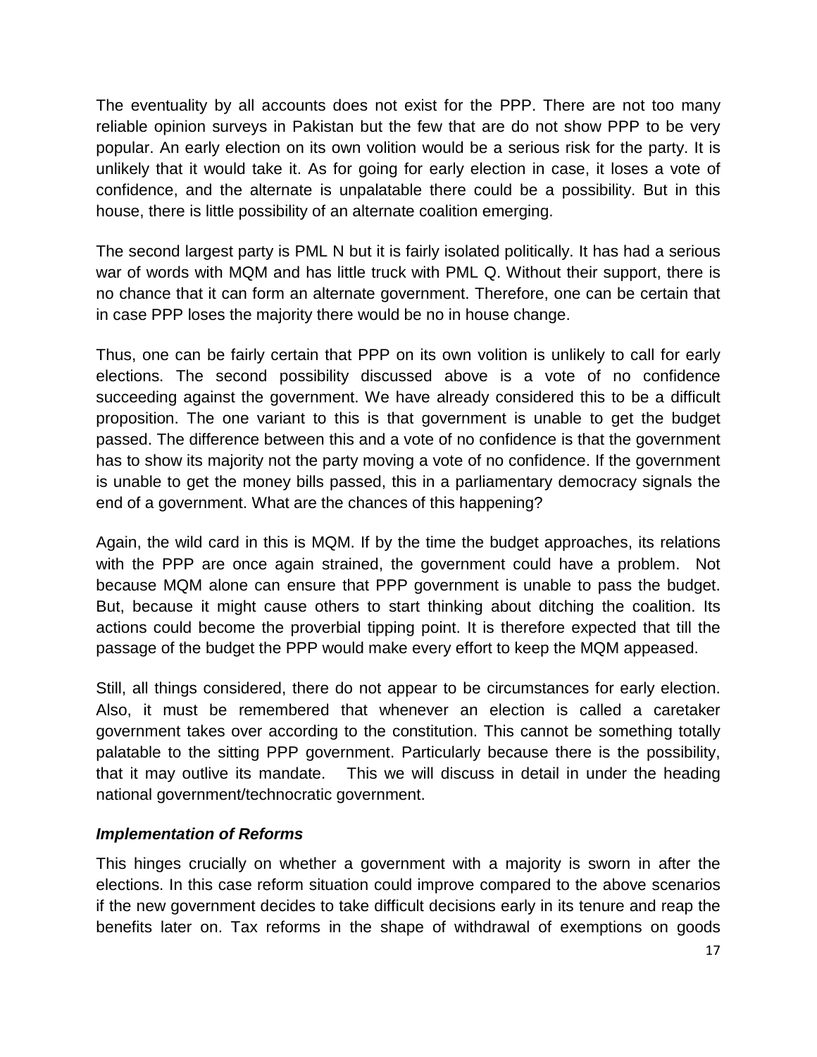The eventuality by all accounts does not exist for the PPP. There are not too many reliable opinion surveys in Pakistan but the few that are do not show PPP to be very popular. An early election on its own volition would be a serious risk for the party. It is unlikely that it would take it. As for going for early election in case, it loses a vote of confidence, and the alternate is unpalatable there could be a possibility. But in this house, there is little possibility of an alternate coalition emerging.

The second largest party is PML N but it is fairly isolated politically. It has had a serious war of words with MQM and has little truck with PML Q. Without their support, there is no chance that it can form an alternate government. Therefore, one can be certain that in case PPP loses the majority there would be no in house change.

Thus, one can be fairly certain that PPP on its own volition is unlikely to call for early elections. The second possibility discussed above is a vote of no confidence succeeding against the government. We have already considered this to be a difficult proposition. The one variant to this is that government is unable to get the budget passed. The difference between this and a vote of no confidence is that the government has to show its majority not the party moving a vote of no confidence. If the government is unable to get the money bills passed, this in a parliamentary democracy signals the end of a government. What are the chances of this happening?

Again, the wild card in this is MQM. If by the time the budget approaches, its relations with the PPP are once again strained, the government could have a problem. Not because MQM alone can ensure that PPP government is unable to pass the budget. But, because it might cause others to start thinking about ditching the coalition. Its actions could become the proverbial tipping point. It is therefore expected that till the passage of the budget the PPP would make every effort to keep the MQM appeased.

Still, all things considered, there do not appear to be circumstances for early election. Also, it must be remembered that whenever an election is called a caretaker government takes over according to the constitution. This cannot be something totally palatable to the sitting PPP government. Particularly because there is the possibility, that it may outlive its mandate. This we will discuss in detail in under the heading national government/technocratic government.

***Implementation of Reforms***

This hinges crucially on whether a government with a majority is sworn in after the elections. In this case reform situation could improve compared to the above scenarios if the new government decides to take difficult decisions early in its tenure and reap the benefits later on. Tax reforms in the shape of withdrawal of exemptions on goods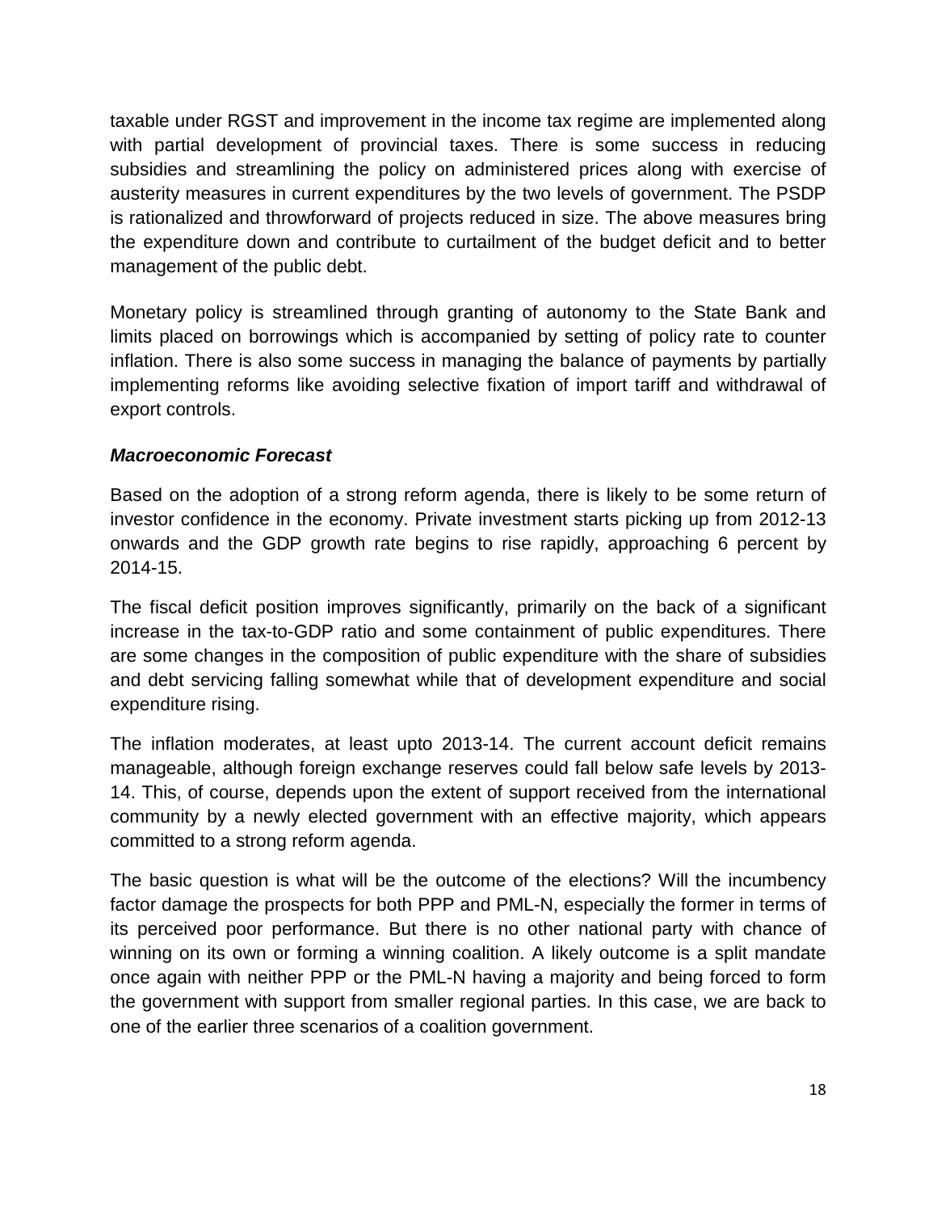taxable under RGST and improvement in the income tax regime are implemented along with partial development of provincial taxes. There is some success in reducing subsidies and streamlining the policy on administered prices along with exercise of austerity measures in current expenditures by the two levels of government. The PSDP is rationalized and throwforward of projects reduced in size. The above measures bring the expenditure down and contribute to curtailment of the budget deficit and to better management of the public debt.

Monetary policy is streamlined through granting of autonomy to the State Bank and limits placed on borrowings which is accompanied by setting of policy rate to counter inflation. There is also some success in managing the balance of payments by partially implementing reforms like avoiding selective fixation of import tariff and withdrawal of export controls.

***Macroeconomic Forecast***

Based on the adoption of a strong reform agenda, there is likely to be some return of investor confidence in the economy. Private investment starts picking up from 2012-13 onwards and the GDP growth rate begins to rise rapidly, approaching 6 percent by 2014-15.

The fiscal deficit position improves significantly, primarily on the back of a significant increase in the tax-to-GDP ratio and some containment of public expenditures. There are some changes in the composition of public expenditure with the share of subsidies and debt servicing falling somewhat while that of development expenditure and social expenditure rising.

The inflation moderates, at least upto 2013-14. The current account deficit remains manageable, although foreign exchange reserves could fall below safe levels by 2013-14. This, of course, depends upon the extent of support received from the international community by a newly elected government with an effective majority, which appears committed to a strong reform agenda.

The basic question is what will be the outcome of the elections? Will the incumbency factor damage the prospects for both PPP and PML-N, especially the former in terms of its perceived poor performance. But there is no other national party with chance of winning on its own or forming a winning coalition. A likely outcome is a split mandate once again with neither PPP or the PML-N having a majority and being forced to form the government with support from smaller regional parties. In this case, we are back to one of the earlier three scenarios of a coalition government.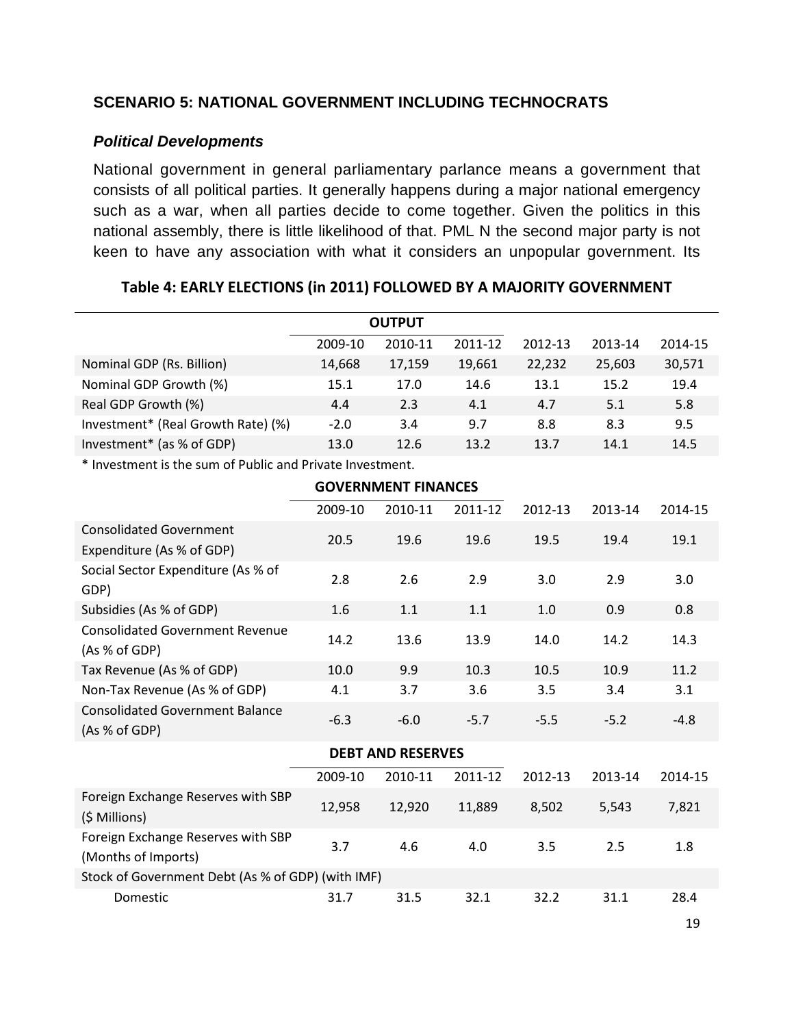### SCENARIO 5: NATIONAL GOVERNMENT INCLUDING TECHNOCRATS

#### *Political Developments*

National government in general parliamentary parlance means a government that consists of all political parties. It generally happens during a major national emergency such as a war, when all parties decide to come together. Given the politics in this national assembly, there is little likelihood of that. PML N the second major party is not keen to have any association with what it considers an unpopular government. Its

**Table 4: EARLY ELECTIONS (in 2011) FOLLOWED BY A MAJORITY GOVERNMENT**

| OUTPUT | | | | | | |
|---|---|---|---|---|---|---|
| | 2009-10 | 2010-11 | 2011-12 | 2012-13 | 2013-14 | 2014-15 |
| Nominal GDP (Rs. Billion) | 14,668 | 17,159 | 19,661 | 22,232 | 25,603 | 30,571 |
| Nominal GDP Growth (%) | 15.1 | 17.0 | 14.6 | 13.1 | 15.2 | 19.4 |
| Real GDP Growth (%) | 4.4 | 2.3 | 4.1 | 4.7 | 5.1 | 5.8 |
| Investment* (Real Growth Rate) (%) | -2.0 | 3.4 | 9.7 | 8.8 | 8.3 | 9.5 |
| Investment* (as % of GDP) | 13.0 | 12.6 | 13.2 | 13.7 | 14.1 | 14.5 |

* Investment is the sum of Public and Private Investment.

| GOVERNMENT FINANCES | | | | | | |
|---|---|---|---|---|---|---|
| | 2009-10 | 2010-11 | 2011-12 | 2012-13 | 2013-14 | 2014-15 |
| Consolidated Government Expenditure (As % of GDP) | 20.5 | 19.6 | 19.6 | 19.5 | 19.4 | 19.1 |
| Social Sector Expenditure (As % of GDP) | 2.8 | 2.6 | 2.9 | 3.0 | 2.9 | 3.0 |
| Subsidies (As % of GDP) | 1.6 | 1.1 | 1.1 | 1.0 | 0.9 | 0.8 |
| Consolidated Government Revenue (As % of GDP) | 14.2 | 13.6 | 13.9 | 14.0 | 14.2 | 14.3 |
| Tax Revenue (As % of GDP) | 10.0 | 9.9 | 10.3 | 10.5 | 10.9 | 11.2 |
| Non-Tax Revenue (As % of GDP) | 4.1 | 3.7 | 3.6 | 3.5 | 3.4 | 3.1 |
| Consolidated Government Balance (As % of GDP) | -6.3 | -6.0 | -5.7 | -5.5 | -5.2 | -4.8 |

| DEBT AND RESERVES | | | | | | |
|---|---|---|---|---|---|---|
| | 2009-10 | 2010-11 | 2011-12 | 2012-13 | 2013-14 | 2014-15 |
| Foreign Exchange Reserves with SBP ($ Millions) | 12,958 | 12,920 | 11,889 | 8,502 | 5,543 | 7,821 |
| Foreign Exchange Reserves with SBP (Months of Imports) | 3.7 | 4.6 | 4.0 | 3.5 | 2.5 | 1.8 |
| Stock of Government Debt (As % of GDP) (with IMF) | | | | | | |
| Domestic | 31.7 | 31.5 | 32.1 | 32.2 | 31.1 | 28.4 |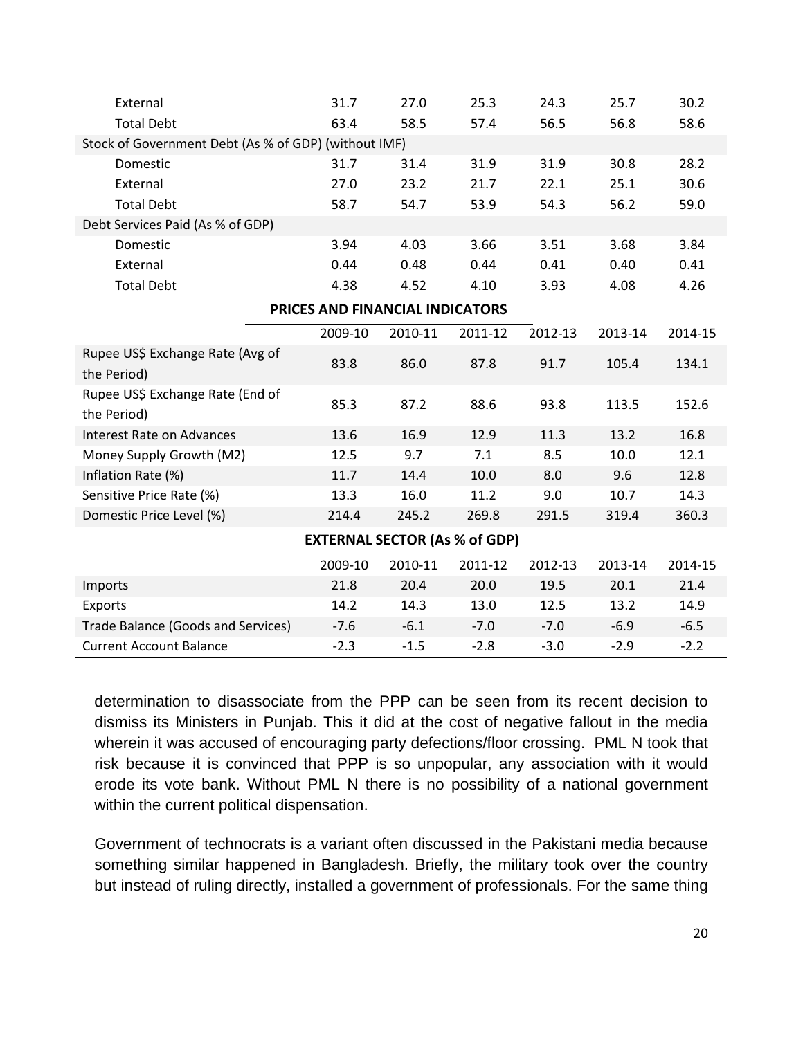| | | | | | | |
|---|---|---|---|---|---|---|
| External | 31.7 | 27.0 | 25.3 | 24.3 | 25.7 | 30.2 |
| Total Debt | 63.4 | 58.5 | 57.4 | 56.5 | 56.8 | 58.6 |
| Stock of Government Debt (As % of GDP) (without IMF) | | | | | | |
| Domestic | 31.7 | 31.4 | 31.9 | 31.9 | 30.8 | 28.2 |
| External | 27.0 | 23.2 | 21.7 | 22.1 | 25.1 | 30.6 |
| Total Debt | 58.7 | 54.7 | 53.9 | 54.3 | 56.2 | 59.0 |
| Debt Services Paid (As % of GDP) | | | | | | |
| Domestic | 3.94 | 4.03 | 3.66 | 3.51 | 3.68 | 3.84 |
| External | 0.44 | 0.48 | 0.44 | 0.41 | 0.40 | 0.41 |
| Total Debt | 4.38 | 4.52 | 4.10 | 3.93 | 4.08 | 4.26 |

**PRICES AND FINANCIAL INDICATORS**

| | 2009-10 | 2010-11 | 2011-12 | 2012-13 | 2013-14 | 2014-15 |
|---|---|---|---|---|---|---|
| Rupee US$ Exchange Rate (Avg of the Period) | 83.8 | 86.0 | 87.8 | 91.7 | 105.4 | 134.1 |
| Rupee US$ Exchange Rate (End of the Period) | 85.3 | 87.2 | 88.6 | 93.8 | 113.5 | 152.6 |
| Interest Rate on Advances | 13.6 | 16.9 | 12.9 | 11.3 | 13.2 | 16.8 |
| Money Supply Growth (M2) | 12.5 | 9.7 | 7.1 | 8.5 | 10.0 | 12.1 |
| Inflation Rate (%) | 11.7 | 14.4 | 10.0 | 8.0 | 9.6 | 12.8 |
| Sensitive Price Rate (%) | 13.3 | 16.0 | 11.2 | 9.0 | 10.7 | 14.3 |
| Domestic Price Level (%) | 214.4 | 245.2 | 269.8 | 291.5 | 319.4 | 360.3 |

**EXTERNAL SECTOR (As % of GDP)**

| | 2009-10 | 2010-11 | 2011-12 | 2012-13 | 2013-14 | 2014-15 |
|---|---|---|---|---|---|---|
| Imports | 21.8 | 20.4 | 20.0 | 19.5 | 20.1 | 21.4 |
| Exports | 14.2 | 14.3 | 13.0 | 12.5 | 13.2 | 14.9 |
| Trade Balance (Goods and Services) | -7.6 | -6.1 | -7.0 | -7.0 | -6.9 | -6.5 |
| Current Account Balance | -2.3 | -1.5 | -2.8 | -3.0 | -2.9 | -2.2 |

determination to disassociate from the PPP can be seen from its recent decision to dismiss its Ministers in Punjab. This it did at the cost of negative fallout in the media wherein it was accused of encouraging party defections/floor crossing. PML N took that risk because it is convinced that PPP is so unpopular, any association with it would erode its vote bank. Without PML N there is no possibility of a national government within the current political dispensation.

Government of technocrats is a variant often discussed in the Pakistani media because something similar happened in Bangladesh. Briefly, the military took over the country but instead of ruling directly, installed a government of professionals. For the same thing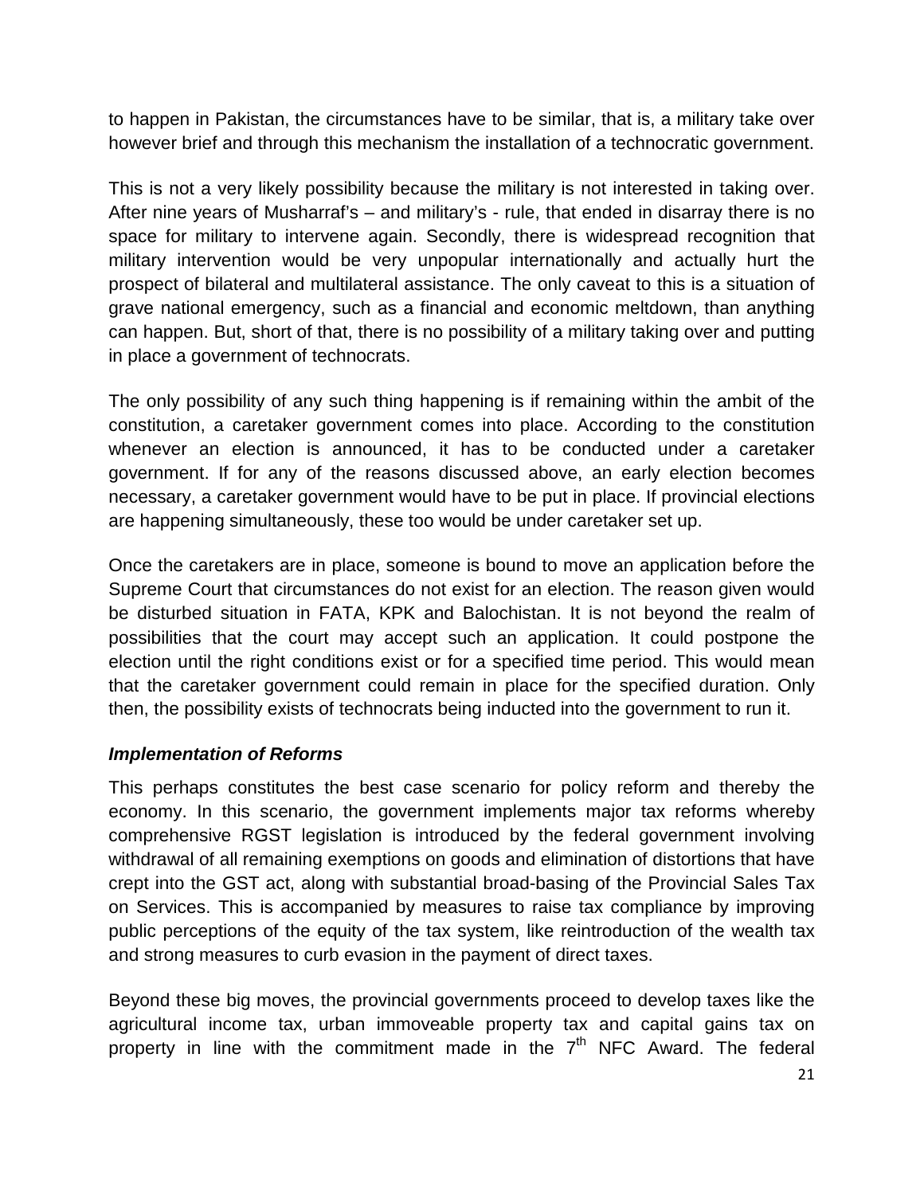to happen in Pakistan, the circumstances have to be similar, that is, a military take over however brief and through this mechanism the installation of a technocratic government.

This is not a very likely possibility because the military is not interested in taking over. After nine years of Musharraf's – and military's - rule, that ended in disarray there is no space for military to intervene again. Secondly, there is widespread recognition that military intervention would be very unpopular internationally and actually hurt the prospect of bilateral and multilateral assistance. The only caveat to this is a situation of grave national emergency, such as a financial and economic meltdown, than anything can happen. But, short of that, there is no possibility of a military taking over and putting in place a government of technocrats.

The only possibility of any such thing happening is if remaining within the ambit of the constitution, a caretaker government comes into place. According to the constitution whenever an election is announced, it has to be conducted under a caretaker government. If for any of the reasons discussed above, an early election becomes necessary, a caretaker government would have to be put in place. If provincial elections are happening simultaneously, these too would be under caretaker set up.

Once the caretakers are in place, someone is bound to move an application before the Supreme Court that circumstances do not exist for an election. The reason given would be disturbed situation in FATA, KPK and Balochistan. It is not beyond the realm of possibilities that the court may accept such an application. It could postpone the election until the right conditions exist or for a specified time period. This would mean that the caretaker government could remain in place for the specified duration. Only then, the possibility exists of technocrats being inducted into the government to run it.

### *Implementation of Reforms*

This perhaps constitutes the best case scenario for policy reform and thereby the economy. In this scenario, the government implements major tax reforms whereby comprehensive RGST legislation is introduced by the federal government involving withdrawal of all remaining exemptions on goods and elimination of distortions that have crept into the GST act, along with substantial broad-basing of the Provincial Sales Tax on Services. This is accompanied by measures to raise tax compliance by improving public perceptions of the equity of the tax system, like reintroduction of the wealth tax and strong measures to curb evasion in the payment of direct taxes.

Beyond these big moves, the provincial governments proceed to develop taxes like the agricultural income tax, urban immoveable property tax and capital gains tax on property in line with the commitment made in the 7th NFC Award. The federal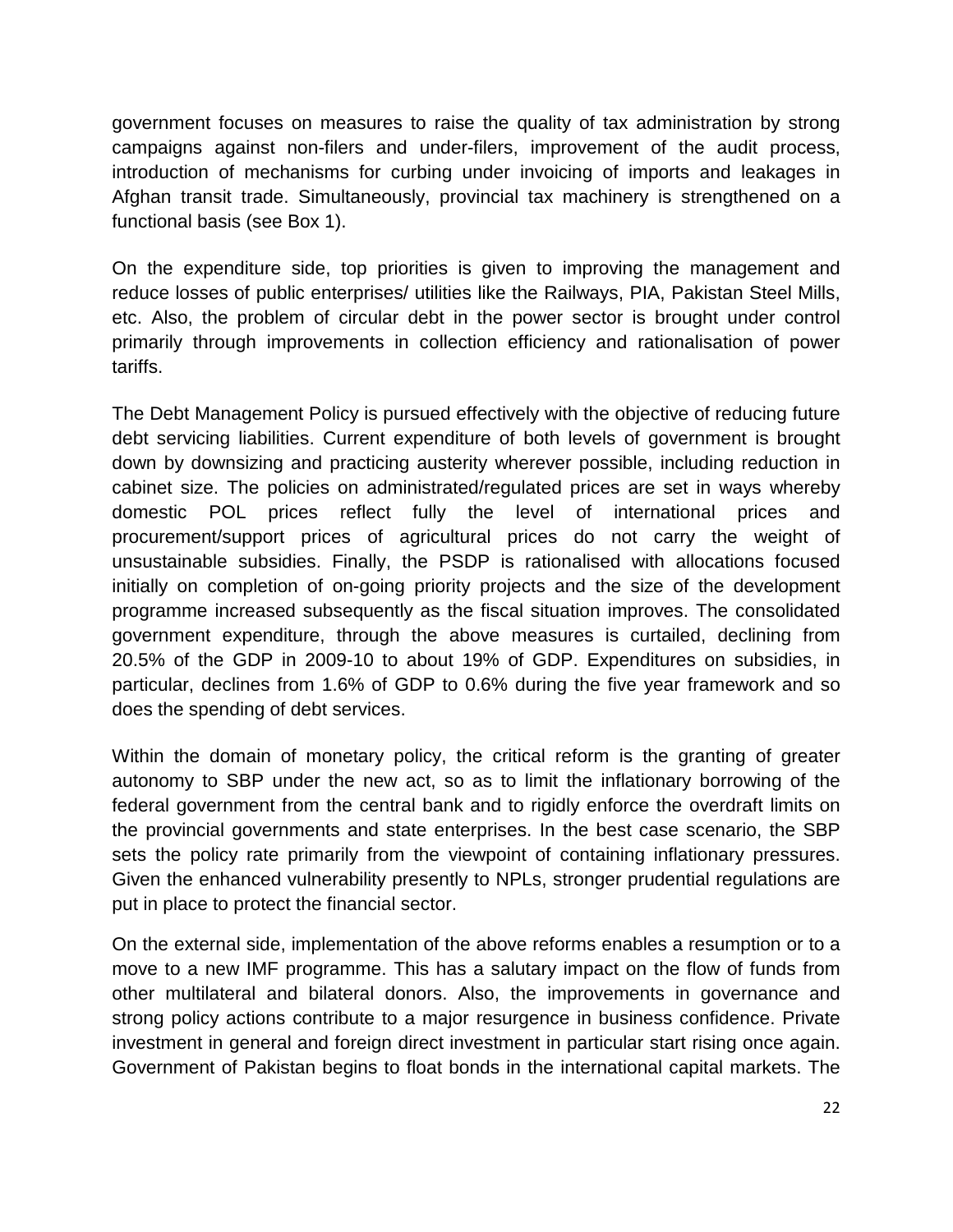government focuses on measures to raise the quality of tax administration by strong campaigns against non-filers and under-filers, improvement of the audit process, introduction of mechanisms for curbing under invoicing of imports and leakages in Afghan transit trade. Simultaneously, provincial tax machinery is strengthened on a functional basis (see Box 1).

On the expenditure side, top priorities is given to improving the management and reduce losses of public enterprises/ utilities like the Railways, PIA, Pakistan Steel Mills, etc. Also, the problem of circular debt in the power sector is brought under control primarily through improvements in collection efficiency and rationalisation of power tariffs.

The Debt Management Policy is pursued effectively with the objective of reducing future debt servicing liabilities. Current expenditure of both levels of government is brought down by downsizing and practicing austerity wherever possible, including reduction in cabinet size. The policies on administrated/regulated prices are set in ways whereby domestic POL prices reflect fully the level of international prices and procurement/support prices of agricultural prices do not carry the weight of unsustainable subsidies. Finally, the PSDP is rationalised with allocations focused initially on completion of on-going priority projects and the size of the development programme increased subsequently as the fiscal situation improves. The consolidated government expenditure, through the above measures is curtailed, declining from 20.5% of the GDP in 2009-10 to about 19% of GDP. Expenditures on subsidies, in particular, declines from 1.6% of GDP to 0.6% during the five year framework and so does the spending of debt services.

Within the domain of monetary policy, the critical reform is the granting of greater autonomy to SBP under the new act, so as to limit the inflationary borrowing of the federal government from the central bank and to rigidly enforce the overdraft limits on the provincial governments and state enterprises. In the best case scenario, the SBP sets the policy rate primarily from the viewpoint of containing inflationary pressures. Given the enhanced vulnerability presently to NPLs, stronger prudential regulations are put in place to protect the financial sector.

On the external side, implementation of the above reforms enables a resumption or to a move to a new IMF programme. This has a salutary impact on the flow of funds from other multilateral and bilateral donors. Also, the improvements in governance and strong policy actions contribute to a major resurgence in business confidence. Private investment in general and foreign direct investment in particular start rising once again. Government of Pakistan begins to float bonds in the international capital markets. The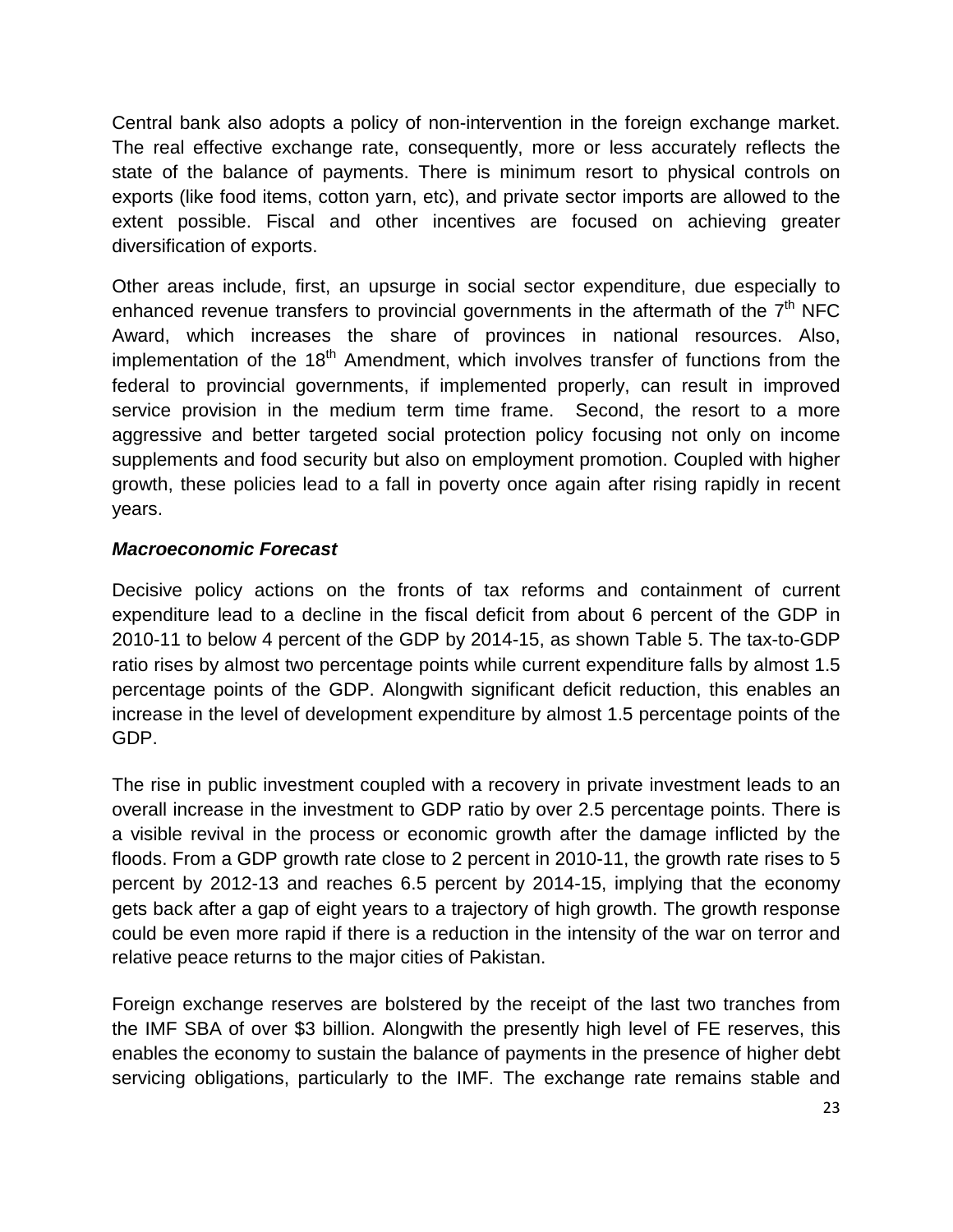Central bank also adopts a policy of non-intervention in the foreign exchange market. The real effective exchange rate, consequently, more or less accurately reflects the state of the balance of payments. There is minimum resort to physical controls on exports (like food items, cotton yarn, etc), and private sector imports are allowed to the extent possible. Fiscal and other incentives are focused on achieving greater diversification of exports.

Other areas include, first, an upsurge in social sector expenditure, due especially to enhanced revenue transfers to provincial governments in the aftermath of the 7th NFC Award, which increases the share of provinces in national resources. Also, implementation of the 18th Amendment, which involves transfer of functions from the federal to provincial governments, if implemented properly, can result in improved service provision in the medium term time frame. Second, the resort to a more aggressive and better targeted social protection policy focusing not only on income supplements and food security but also on employment promotion. Coupled with higher growth, these policies lead to a fall in poverty once again after rising rapidly in recent years.

***Macroeconomic Forecast***

Decisive policy actions on the fronts of tax reforms and containment of current expenditure lead to a decline in the fiscal deficit from about 6 percent of the GDP in 2010-11 to below 4 percent of the GDP by 2014-15, as shown Table 5. The tax-to-GDP ratio rises by almost two percentage points while current expenditure falls by almost 1.5 percentage points of the GDP. Alongwith significant deficit reduction, this enables an increase in the level of development expenditure by almost 1.5 percentage points of the GDP.

The rise in public investment coupled with a recovery in private investment leads to an overall increase in the investment to GDP ratio by over 2.5 percentage points. There is a visible revival in the process or economic growth after the damage inflicted by the floods. From a GDP growth rate close to 2 percent in 2010-11, the growth rate rises to 5 percent by 2012-13 and reaches 6.5 percent by 2014-15, implying that the economy gets back after a gap of eight years to a trajectory of high growth. The growth response could be even more rapid if there is a reduction in the intensity of the war on terror and relative peace returns to the major cities of Pakistan.

Foreign exchange reserves are bolstered by the receipt of the last two tranches from the IMF SBA of over $3 billion. Alongwith the presently high level of FE reserves, this enables the economy to sustain the balance of payments in the presence of higher debt servicing obligations, particularly to the IMF. The exchange rate remains stable and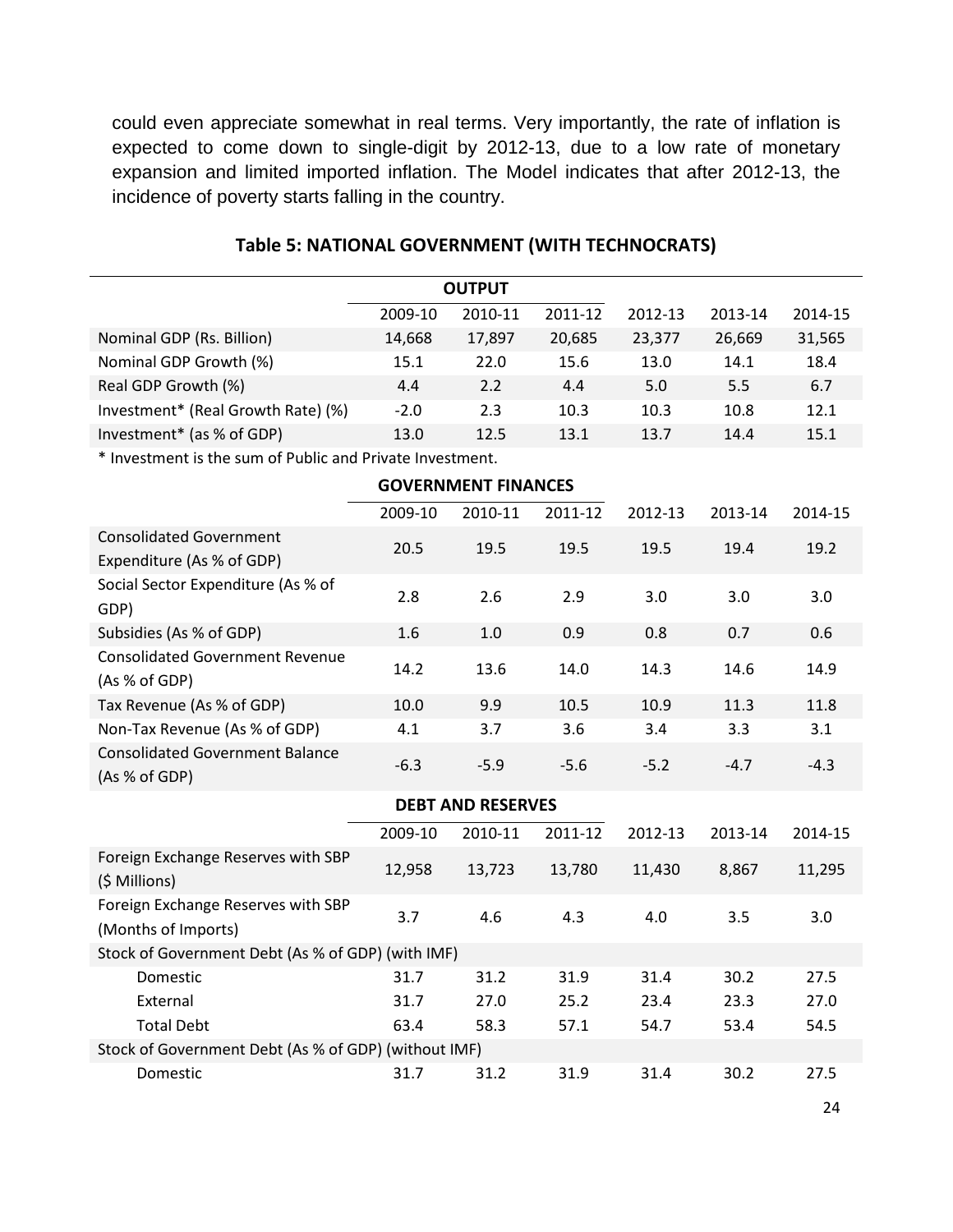could even appreciate somewhat in real terms. Very importantly, the rate of inflation is expected to come down to single-digit by 2012-13, due to a low rate of monetary expansion and limited imported inflation. The Model indicates that after 2012-13, the incidence of poverty starts falling in the country.

**Table 5: NATIONAL GOVERNMENT (WITH TECHNOCRATS)**

| **OUTPUT** | | | | | | |
|---|---|---|---|---|---|---|
| | 2009-10 | 2010-11 | 2011-12 | 2012-13 | 2013-14 | 2014-15 |
| Nominal GDP (Rs. Billion) | 14,668 | 17,897 | 20,685 | 23,377 | 26,669 | 31,565 |
| Nominal GDP Growth (%) | 15.1 | 22.0 | 15.6 | 13.0 | 14.1 | 18.4 |
| Real GDP Growth (%) | 4.4 | 2.2 | 4.4 | 5.0 | 5.5 | 6.7 |
| Investment* (Real Growth Rate) (%) | -2.0 | 2.3 | 10.3 | 10.3 | 10.8 | 12.1 |
| Investment* (as % of GDP) | 13.0 | 12.5 | 13.1 | 13.7 | 14.4 | 15.1 |

* Investment is the sum of Public and Private Investment.

| **GOVERNMENT FINANCES** | | | | | | |
|---|---|---|---|---|---|---|
| | 2009-10 | 2010-11 | 2011-12 | 2012-13 | 2013-14 | 2014-15 |
| Consolidated Government Expenditure (As % of GDP) | 20.5 | 19.5 | 19.5 | 19.5 | 19.4 | 19.2 |
| Social Sector Expenditure (As % of GDP) | 2.8 | 2.6 | 2.9 | 3.0 | 3.0 | 3.0 |
| Subsidies (As % of GDP) | 1.6 | 1.0 | 0.9 | 0.8 | 0.7 | 0.6 |
| Consolidated Government Revenue (As % of GDP) | 14.2 | 13.6 | 14.0 | 14.3 | 14.6 | 14.9 |
| Tax Revenue (As % of GDP) | 10.0 | 9.9 | 10.5 | 10.9 | 11.3 | 11.8 |
| Non-Tax Revenue (As % of GDP) | 4.1 | 3.7 | 3.6 | 3.4 | 3.3 | 3.1 |
| Consolidated Government Balance (As % of GDP) | -6.3 | -5.9 | -5.6 | -5.2 | -4.7 | -4.3 |

| **DEBT AND RESERVES** | | | | | | |
|---|---|---|---|---|---|---|
| | 2009-10 | 2010-11 | 2011-12 | 2012-13 | 2013-14 | 2014-15 |
| Foreign Exchange Reserves with SBP ($ Millions) | 12,958 | 13,723 | 13,780 | 11,430 | 8,867 | 11,295 |
| Foreign Exchange Reserves with SBP (Months of Imports) | 3.7 | 4.6 | 4.3 | 4.0 | 3.5 | 3.0 |
| Stock of Government Debt (As % of GDP) (with IMF) | | | | | | |
| Domestic | 31.7 | 31.2 | 31.9 | 31.4 | 30.2 | 27.5 |
| External | 31.7 | 27.0 | 25.2 | 23.4 | 23.3 | 27.0 |
| Total Debt | 63.4 | 58.3 | 57.1 | 54.7 | 53.4 | 54.5 |
| Stock of Government Debt (As % of GDP) (without IMF) | | | | | | |
| Domestic | 31.7 | 31.2 | 31.9 | 31.4 | 30.2 | 27.5 |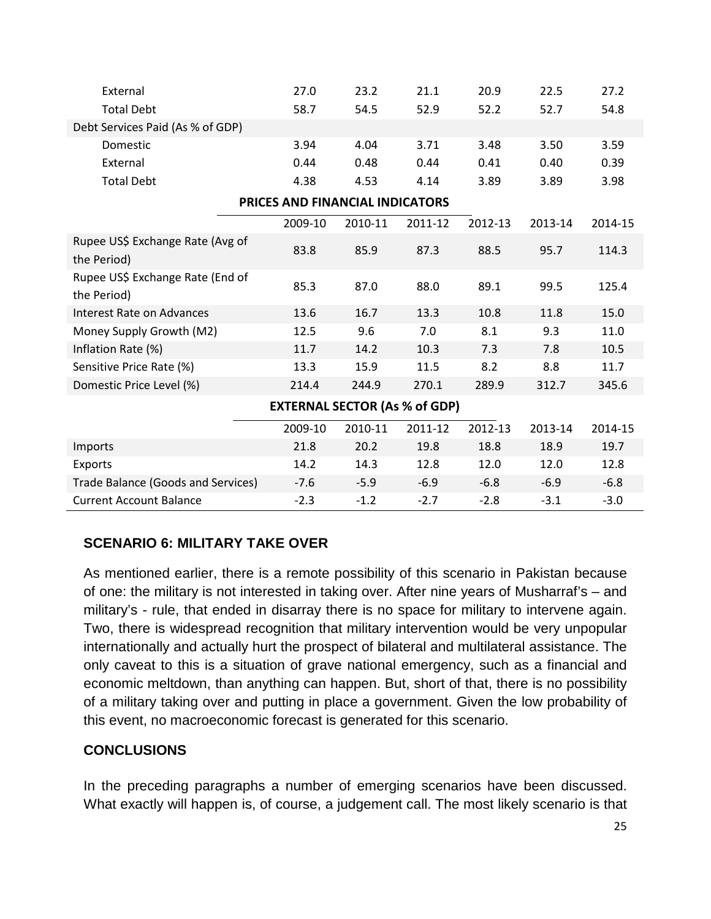| | | | | | | |
|---|---|---|---|---|---|---|
| External | 27.0 | 23.2 | 21.1 | 20.9 | 22.5 | 27.2 |
| Total Debt | 58.7 | 54.5 | 52.9 | 52.2 | 52.7 | 54.8 |
| Debt Services Paid (As % of GDP) | | | | | | |
| Domestic | 3.94 | 4.04 | 3.71 | 3.48 | 3.50 | 3.59 |
| External | 0.44 | 0.48 | 0.44 | 0.41 | 0.40 | 0.39 |
| Total Debt | 4.38 | 4.53 | 4.14 | 3.89 | 3.89 | 3.98 |

**PRICES AND FINANCIAL INDICATORS**

| | 2009-10 | 2010-11 | 2011-12 | 2012-13 | 2013-14 | 2014-15 |
|---|---|---|---|---|---|---|
| Rupee US$ Exchange Rate (Avg of the Period) | 83.8 | 85.9 | 87.3 | 88.5 | 95.7 | 114.3 |
| Rupee US$ Exchange Rate (End of the Period) | 85.3 | 87.0 | 88.0 | 89.1 | 99.5 | 125.4 |
| Interest Rate on Advances | 13.6 | 16.7 | 13.3 | 10.8 | 11.8 | 15.0 |
| Money Supply Growth (M2) | 12.5 | 9.6 | 7.0 | 8.1 | 9.3 | 11.0 |
| Inflation Rate (%) | 11.7 | 14.2 | 10.3 | 7.3 | 7.8 | 10.5 |
| Sensitive Price Rate (%) | 13.3 | 15.9 | 11.5 | 8.2 | 8.8 | 11.7 |
| Domestic Price Level (%) | 214.4 | 244.9 | 270.1 | 289.9 | 312.7 | 345.6 |

**EXTERNAL SECTOR (As % of GDP)**

| | 2009-10 | 2010-11 | 2011-12 | 2012-13 | 2013-14 | 2014-15 |
|---|---|---|---|---|---|---|
| Imports | 21.8 | 20.2 | 19.8 | 18.8 | 18.9 | 19.7 |
| Exports | 14.2 | 14.3 | 12.8 | 12.0 | 12.0 | 12.8 |
| Trade Balance (Goods and Services) | -7.6 | -5.9 | -6.9 | -6.8 | -6.9 | -6.8 |
| Current Account Balance | -2.3 | -1.2 | -2.7 | -2.8 | -3.1 | -3.0 |

## SCENARIO 6: MILITARY TAKE OVER

As mentioned earlier, there is a remote possibility of this scenario in Pakistan because of one: the military is not interested in taking over. After nine years of Musharraf's – and military's - rule, that ended in disarray there is no space for military to intervene again. Two, there is widespread recognition that military intervention would be very unpopular internationally and actually hurt the prospect of bilateral and multilateral assistance. The only caveat to this is a situation of grave national emergency, such as a financial and economic meltdown, than anything can happen. But, short of that, there is no possibility of a military taking over and putting in place a government. Given the low probability of this event, no macroeconomic forecast is generated for this scenario.

## CONCLUSIONS

In the preceding paragraphs a number of emerging scenarios have been discussed. What exactly will happen is, of course, a judgement call. The most likely scenario is that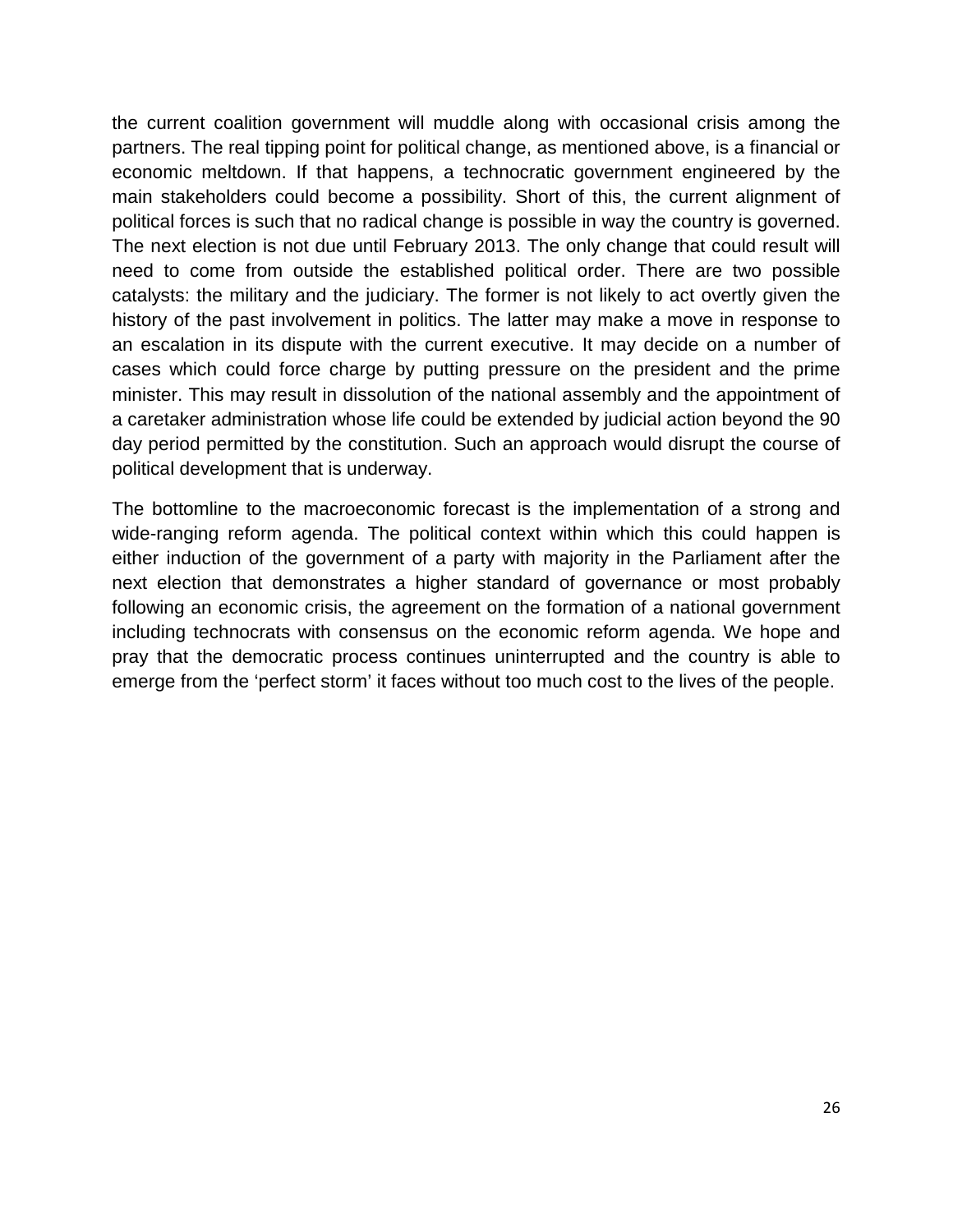the current coalition government will muddle along with occasional crisis among the partners. The real tipping point for political change, as mentioned above, is a financial or economic meltdown. If that happens, a technocratic government engineered by the main stakeholders could become a possibility. Short of this, the current alignment of political forces is such that no radical change is possible in way the country is governed. The next election is not due until February 2013. The only change that could result will need to come from outside the established political order. There are two possible catalysts: the military and the judiciary. The former is not likely to act overtly given the history of the past involvement in politics. The latter may make a move in response to an escalation in its dispute with the current executive. It may decide on a number of cases which could force charge by putting pressure on the president and the prime minister. This may result in dissolution of the national assembly and the appointment of a caretaker administration whose life could be extended by judicial action beyond the 90 day period permitted by the constitution. Such an approach would disrupt the course of political development that is underway.

The bottomline to the macroeconomic forecast is the implementation of a strong and wide-ranging reform agenda. The political context within which this could happen is either induction of the government of a party with majority in the Parliament after the next election that demonstrates a higher standard of governance or most probably following an economic crisis, the agreement on the formation of a national government including technocrats with consensus on the economic reform agenda. We hope and pray that the democratic process continues uninterrupted and the country is able to emerge from the 'perfect storm' it faces without too much cost to the lives of the people.